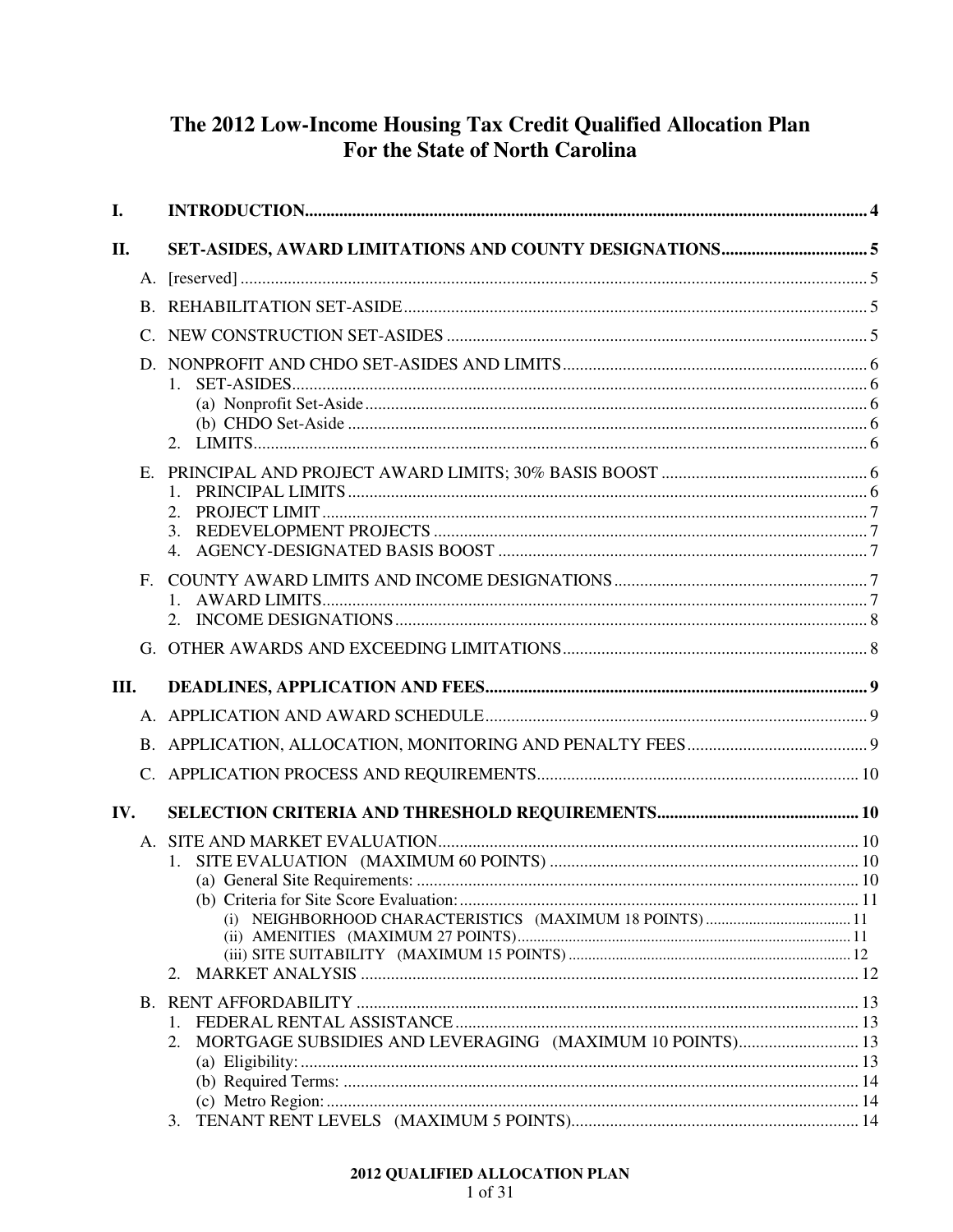# The 2012 Low-Income Housing Tax Credit Qualified Allocation Plan For the State of North Carolina

- **I. INTRODUCTION** ..... 4
- **II. SET-ASIDES, AWARD LIMITATIONS AND COUNTY DESIGNATIONS** ..... 5
  - A. [reserved] ..... 5
  - B. REHABILITATION SET-ASIDE ..... 5
  - C. NEW CONSTRUCTION SET-ASIDES ..... 5
  - D. NONPROFIT AND CHDO SET-ASIDES AND LIMITS ..... 6
    - 1. SET-ASIDES ..... 6
      - (a) Nonprofit Set-Aside ..... 6
      - (b) CHDO Set-Aside ..... 6
    - 2. LIMITS ..... 6
  - E. PRINCIPAL AND PROJECT AWARD LIMITS; 30% BASIS BOOST ..... 6
    - 1. PRINCIPAL LIMITS ..... 6
    - 2. PROJECT LIMIT ..... 7
    - 3. REDEVELOPMENT PROJECTS ..... 7
    - 4. AGENCY-DESIGNATED BASIS BOOST ..... 7
  - F. COUNTY AWARD LIMITS AND INCOME DESIGNATIONS ..... 7
    - 1. AWARD LIMITS ..... 7
    - 2. INCOME DESIGNATIONS ..... 8
  - G. OTHER AWARDS AND EXCEEDING LIMITATIONS ..... 8
- **III. DEADLINES, APPLICATION AND FEES** ..... 9
  - A. APPLICATION AND AWARD SCHEDULE ..... 9
  - B. APPLICATION, ALLOCATION, MONITORING AND PENALTY FEES ..... 9
  - C. APPLICATION PROCESS AND REQUIREMENTS ..... 10
- **IV. SELECTION CRITERIA AND THRESHOLD REQUIREMENTS** ..... 10
  - A. SITE AND MARKET EVALUATION ..... 10
    - 1. SITE EVALUATION (MAXIMUM 60 POINTS) ..... 10
      - (a) General Site Requirements: ..... 10
      - (b) Criteria for Site Score Evaluation: ..... 11
        - (i) NEIGHBORHOOD CHARACTERISTICS (MAXIMUM 18 POINTS) ..... 11
        - (ii) AMENITIES (MAXIMUM 27 POINTS) ..... 11
        - (iii) SITE SUITABILITY (MAXIMUM 15 POINTS) ..... 12
    - 2. MARKET ANALYSIS ..... 12
  - B. RENT AFFORDABILITY ..... 13
    - 1. FEDERAL RENTAL ASSISTANCE ..... 13
    - 2. MORTGAGE SUBSIDIES AND LEVERAGING (MAXIMUM 10 POINTS) ..... 13
      - (a) Eligibility: ..... 13
      - (b) Required Terms: ..... 14
      - (c) Metro Region: ..... 14
    - 3. TENANT RENT LEVELS (MAXIMUM 5 POINTS) ..... 14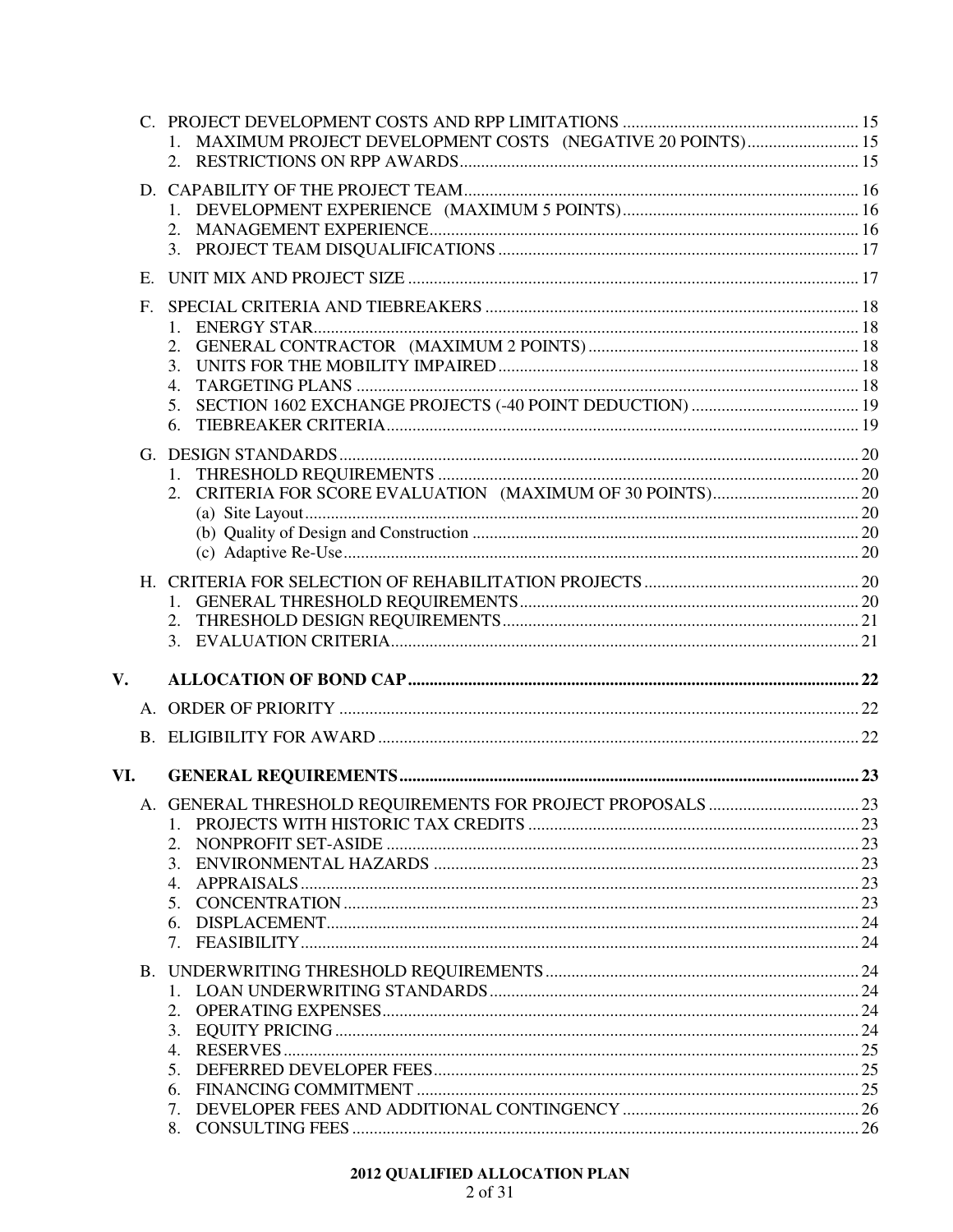- C. PROJECT DEVELOPMENT COSTS AND RPP LIMITATIONS ........ 15
  1. MAXIMUM PROJECT DEVELOPMENT COSTS (NEGATIVE 20 POINTS) ........ 15
  2. RESTRICTIONS ON RPP AWARDS ........ 15
- D. CAPABILITY OF THE PROJECT TEAM ........ 16
  1. DEVELOPMENT EXPERIENCE (MAXIMUM 5 POINTS) ........ 16
  2. MANAGEMENT EXPERIENCE ........ 16
  3. PROJECT TEAM DISQUALIFICATIONS ........ 17
- E. UNIT MIX AND PROJECT SIZE ........ 17
- F. SPECIAL CRITERIA AND TIEBREAKERS ........ 18
  1. ENERGY STAR ........ 18
  2. GENERAL CONTRACTOR (MAXIMUM 2 POINTS) ........ 18
  3. UNITS FOR THE MOBILITY IMPAIRED ........ 18
  4. TARGETING PLANS ........ 18
  5. SECTION 1602 EXCHANGE PROJECTS (-40 POINT DEDUCTION) ........ 19
  6. TIEBREAKER CRITERIA ........ 19
- G. DESIGN STANDARDS ........ 20
  1. THRESHOLD REQUIREMENTS ........ 20
  2. CRITERIA FOR SCORE EVALUATION (MAXIMUM OF 30 POINTS) ........ 20
     - (a) Site Layout ........ 20
     - (b) Quality of Design and Construction ........ 20
     - (c) Adaptive Re-Use ........ 20
- H. CRITERIA FOR SELECTION OF REHABILITATION PROJECTS ........ 20
  1. GENERAL THRESHOLD REQUIREMENTS ........ 20
  2. THRESHOLD DESIGN REQUIREMENTS ........ 21
  3. EVALUATION CRITERIA ........ 21

**V. ALLOCATION OF BOND CAP ........ 22**

- A. ORDER OF PRIORITY ........ 22
- B. ELIGIBILITY FOR AWARD ........ 22

**VI. GENERAL REQUIREMENTS ........ 23**

- A. GENERAL THRESHOLD REQUIREMENTS FOR PROJECT PROPOSALS ........ 23
  1. PROJECTS WITH HISTORIC TAX CREDITS ........ 23
  2. NONPROFIT SET-ASIDE ........ 23
  3. ENVIRONMENTAL HAZARDS ........ 23
  4. APPRAISALS ........ 23
  5. CONCENTRATION ........ 23
  6. DISPLACEMENT ........ 24
  7. FEASIBILITY ........ 24
- B. UNDERWRITING THRESHOLD REQUIREMENTS ........ 24
  1. LOAN UNDERWRITING STANDARDS ........ 24
  2. OPERATING EXPENSES ........ 24
  3. EQUITY PRICING ........ 24
  4. RESERVES ........ 25
  5. DEFERRED DEVELOPER FEES ........ 25
  6. FINANCING COMMITMENT ........ 25
  7. DEVELOPER FEES AND ADDITIONAL CONTINGENCY ........ 26
  8. CONSULTING FEES ........ 26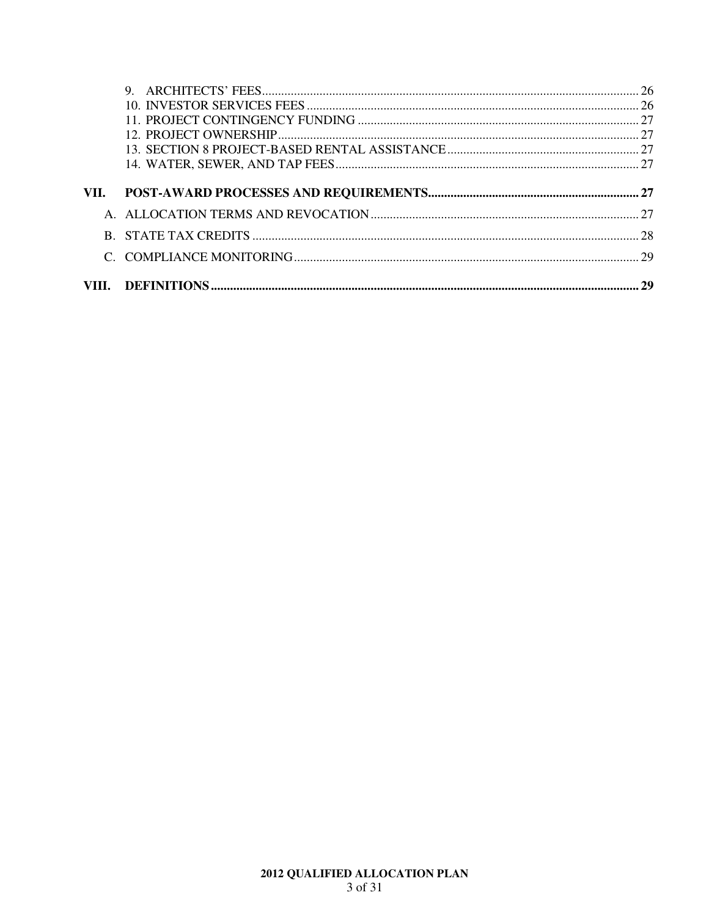9. ARCHITECTS' FEES ........ 26
10. INVESTOR SERVICES FEES ........ 26
11. PROJECT CONTINGENCY FUNDING ........ 27
12. PROJECT OWNERSHIP ........ 27
13. SECTION 8 PROJECT-BASED RENTAL ASSISTANCE ........ 27
14. WATER, SEWER, AND TAP FEES ........ 27

**VII. POST-AWARD PROCESSES AND REQUIREMENTS ........ 27**

A. ALLOCATION TERMS AND REVOCATION ........ 27

B. STATE TAX CREDITS ........ 28

C. COMPLIANCE MONITORING ........ 29

**VIII. DEFINITIONS ........ 29**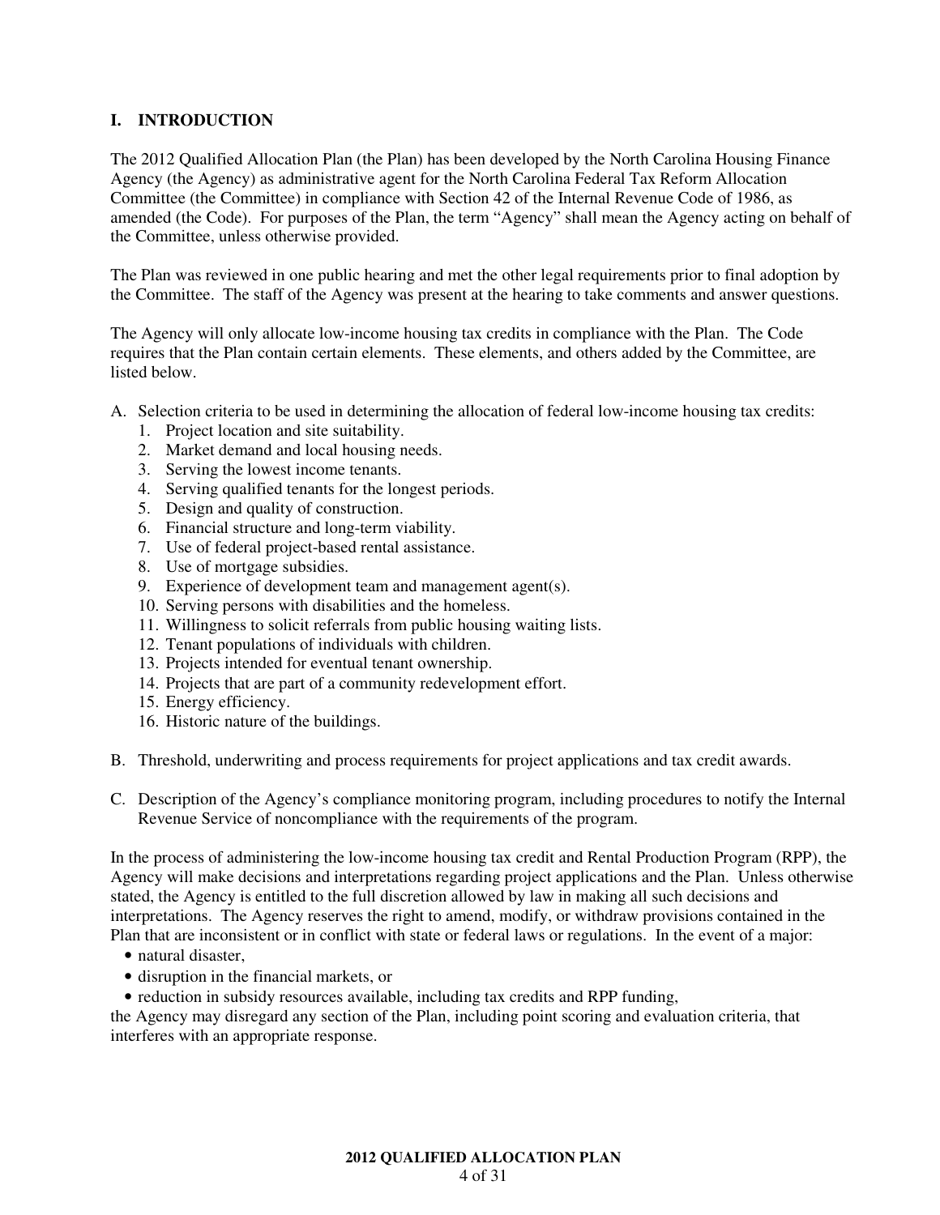## I. INTRODUCTION

The 2012 Qualified Allocation Plan (the Plan) has been developed by the North Carolina Housing Finance Agency (the Agency) as administrative agent for the North Carolina Federal Tax Reform Allocation Committee (the Committee) in compliance with Section 42 of the Internal Revenue Code of 1986, as amended (the Code). For purposes of the Plan, the term "Agency" shall mean the Agency acting on behalf of the Committee, unless otherwise provided.

The Plan was reviewed in one public hearing and met the other legal requirements prior to final adoption by the Committee. The staff of the Agency was present at the hearing to take comments and answer questions.

The Agency will only allocate low-income housing tax credits in compliance with the Plan. The Code requires that the Plan contain certain elements. These elements, and others added by the Committee, are listed below.

A. Selection criteria to be used in determining the allocation of federal low-income housing tax credits:
   1. Project location and site suitability.
   2. Market demand and local housing needs.
   3. Serving the lowest income tenants.
   4. Serving qualified tenants for the longest periods.
   5. Design and quality of construction.
   6. Financial structure and long-term viability.
   7. Use of federal project-based rental assistance.
   8. Use of mortgage subsidies.
   9. Experience of development team and management agent(s).
   10. Serving persons with disabilities and the homeless.
   11. Willingness to solicit referrals from public housing waiting lists.
   12. Tenant populations of individuals with children.
   13. Projects intended for eventual tenant ownership.
   14. Projects that are part of a community redevelopment effort.
   15. Energy efficiency.
   16. Historic nature of the buildings.

B. Threshold, underwriting and process requirements for project applications and tax credit awards.

C. Description of the Agency's compliance monitoring program, including procedures to notify the Internal Revenue Service of noncompliance with the requirements of the program.

In the process of administering the low-income housing tax credit and Rental Production Program (RPP), the Agency will make decisions and interpretations regarding project applications and the Plan. Unless otherwise stated, the Agency is entitled to the full discretion allowed by law in making all such decisions and interpretations. The Agency reserves the right to amend, modify, or withdraw provisions contained in the Plan that are inconsistent or in conflict with state or federal laws or regulations. In the event of a major:

- natural disaster,
- disruption in the financial markets, or
- reduction in subsidy resources available, including tax credits and RPP funding,

the Agency may disregard any section of the Plan, including point scoring and evaluation criteria, that interferes with an appropriate response.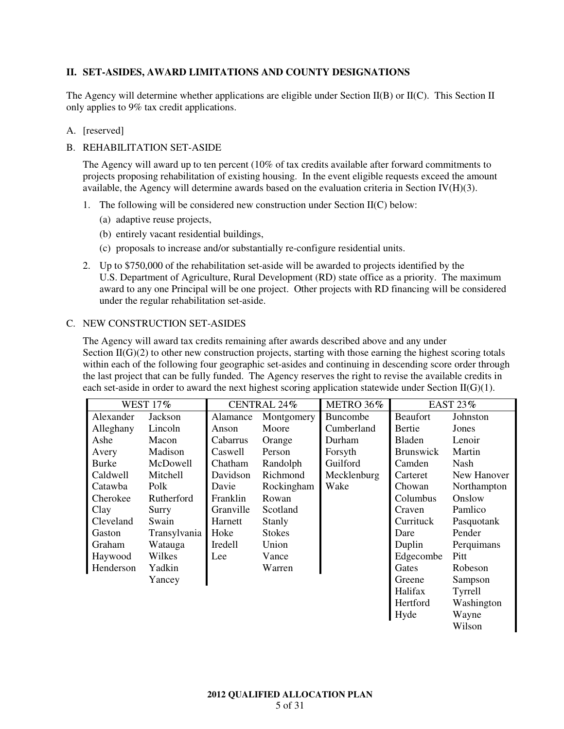## II. SET-ASIDES, AWARD LIMITATIONS AND COUNTY DESIGNATIONS

The Agency will determine whether applications are eligible under Section II(B) or II(C). This Section II only applies to 9% tax credit applications.

A. [reserved]

B. REHABILITATION SET-ASIDE

The Agency will award up to ten percent (10% of tax credits available after forward commitments to projects proposing rehabilitation of existing housing. In the event eligible requests exceed the amount available, the Agency will determine awards based on the evaluation criteria in Section IV(H)(3).

1. The following will be considered new construction under Section II(C) below:
   - (a) adaptive reuse projects,
   - (b) entirely vacant residential buildings,
   - (c) proposals to increase and/or substantially re-configure residential units.
2. Up to $750,000 of the rehabilitation set-aside will be awarded to projects identified by the U.S. Department of Agriculture, Rural Development (RD) state office as a priority. The maximum award to any one Principal will be one project. Other projects with RD financing will be considered under the regular rehabilitation set-aside.

C. NEW CONSTRUCTION SET-ASIDES

The Agency will award tax credits remaining after awards described above and any under Section II(G)(2) to other new construction projects, starting with those earning the highest scoring totals within each of the following four geographic set-asides and continuing in descending score order through the last project that can be fully funded. The Agency reserves the right to revise the available credits in each set-aside in order to award the next highest scoring application statewide under Section II(G)(1).

| WEST 17% | | CENTRAL 24% | | METRO 36% | EAST 23% | |
|---|---|---|---|---|---|---|
| Alexander | Jackson | Alamance | Montgomery | Buncombe | Beaufort | Johnston |
| Alleghany | Lincoln | Anson | Moore | Cumberland | Bertie | Jones |
| Ashe | Macon | Cabarrus | Orange | Durham | Bladen | Lenoir |
| Avery | Madison | Caswell | Person | Forsyth | Brunswick | Martin |
| Burke | McDowell | Chatham | Randolph | Guilford | Camden | Nash |
| Caldwell | Mitchell | Davidson | Richmond | Mecklenburg | Carteret | New Hanover |
| Catawba | Polk | Davie | Rockingham | Wake | Chowan | Northampton |
| Cherokee | Rutherford | Franklin | Rowan | | Columbus | Onslow |
| Clay | Surry | Granville | Scotland | | Craven | Pamlico |
| Cleveland | Swain | Harnett | Stanly | | Currituck | Pasquotank |
| Gaston | Transylvania | Hoke | Stokes | | Dare | Pender |
| Graham | Watauga | Iredell | Union | | Duplin | Perquimans |
| Haywood | Wilkes | Lee | Vance | | Edgecombe | Pitt |
| Henderson | Yadkin | | Warren | | Gates | Robeson |
| | Yancey | | | | Greene | Sampson |
| | | | | | Halifax | Tyrrell |
| | | | | | Hertford | Washington |
| | | | | | Hyde | Wayne |
| | | | | | | Wilson |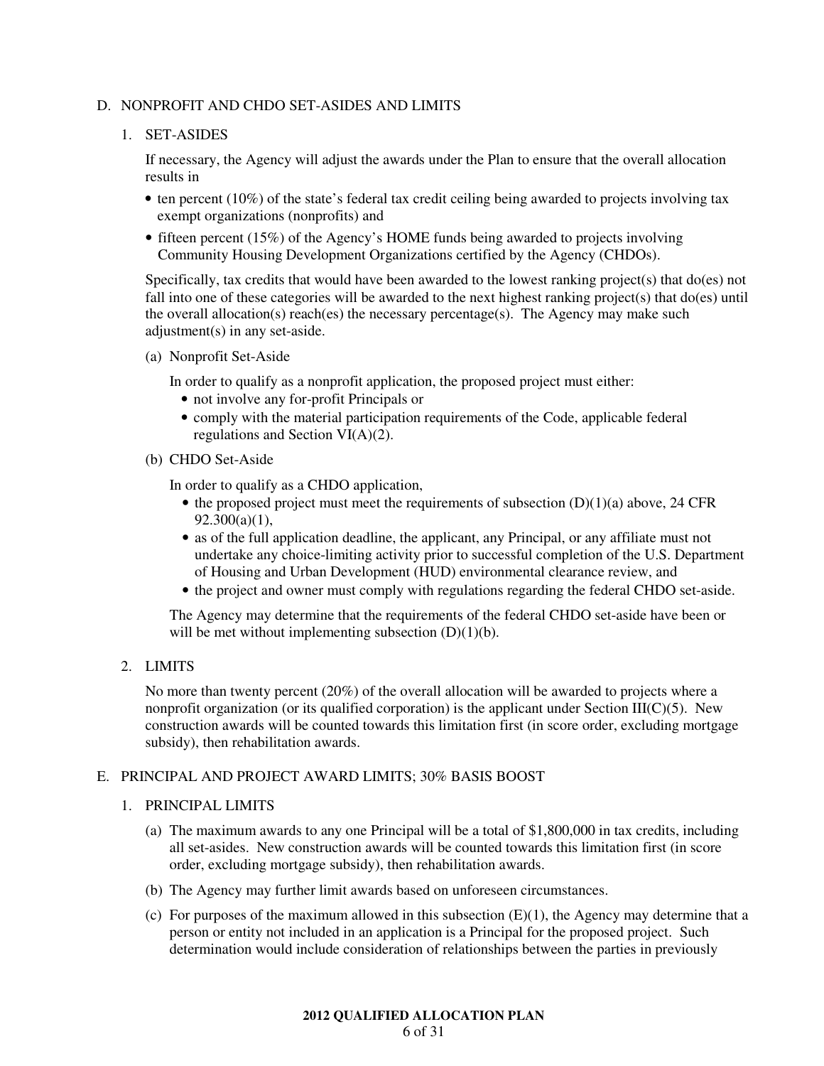## D. NONPROFIT AND CHDO SET-ASIDES AND LIMITS

### 1. SET-ASIDES

If necessary, the Agency will adjust the awards under the Plan to ensure that the overall allocation results in

- ten percent (10%) of the state's federal tax credit ceiling being awarded to projects involving tax exempt organizations (nonprofits) and
- fifteen percent (15%) of the Agency's HOME funds being awarded to projects involving Community Housing Development Organizations certified by the Agency (CHDOs).

Specifically, tax credits that would have been awarded to the lowest ranking project(s) that do(es) not fall into one of these categories will be awarded to the next highest ranking project(s) that do(es) until the overall allocation(s) reach(es) the necessary percentage(s). The Agency may make such adjustment(s) in any set-aside.

(a) Nonprofit Set-Aside

In order to qualify as a nonprofit application, the proposed project must either:

- not involve any for-profit Principals or
- comply with the material participation requirements of the Code, applicable federal regulations and Section VI(A)(2).

(b) CHDO Set-Aside

In order to qualify as a CHDO application,

- the proposed project must meet the requirements of subsection (D)(1)(a) above, 24 CFR 92.300(a)(1),
- as of the full application deadline, the applicant, any Principal, or any affiliate must not undertake any choice-limiting activity prior to successful completion of the U.S. Department of Housing and Urban Development (HUD) environmental clearance review, and
- the project and owner must comply with regulations regarding the federal CHDO set-aside.

The Agency may determine that the requirements of the federal CHDO set-aside have been or will be met without implementing subsection (D)(1)(b).

### 2. LIMITS

No more than twenty percent (20%) of the overall allocation will be awarded to projects where a nonprofit organization (or its qualified corporation) is the applicant under Section III(C)(5). New construction awards will be counted towards this limitation first (in score order, excluding mortgage subsidy), then rehabilitation awards.

## E. PRINCIPAL AND PROJECT AWARD LIMITS; 30% BASIS BOOST

### 1. PRINCIPAL LIMITS

(a) The maximum awards to any one Principal will be a total of $1,800,000 in tax credits, including all set-asides. New construction awards will be counted towards this limitation first (in score order, excluding mortgage subsidy), then rehabilitation awards.

(b) The Agency may further limit awards based on unforeseen circumstances.

(c) For purposes of the maximum allowed in this subsection (E)(1), the Agency may determine that a person or entity not included in an application is a Principal for the proposed project. Such determination would include consideration of relationships between the parties in previously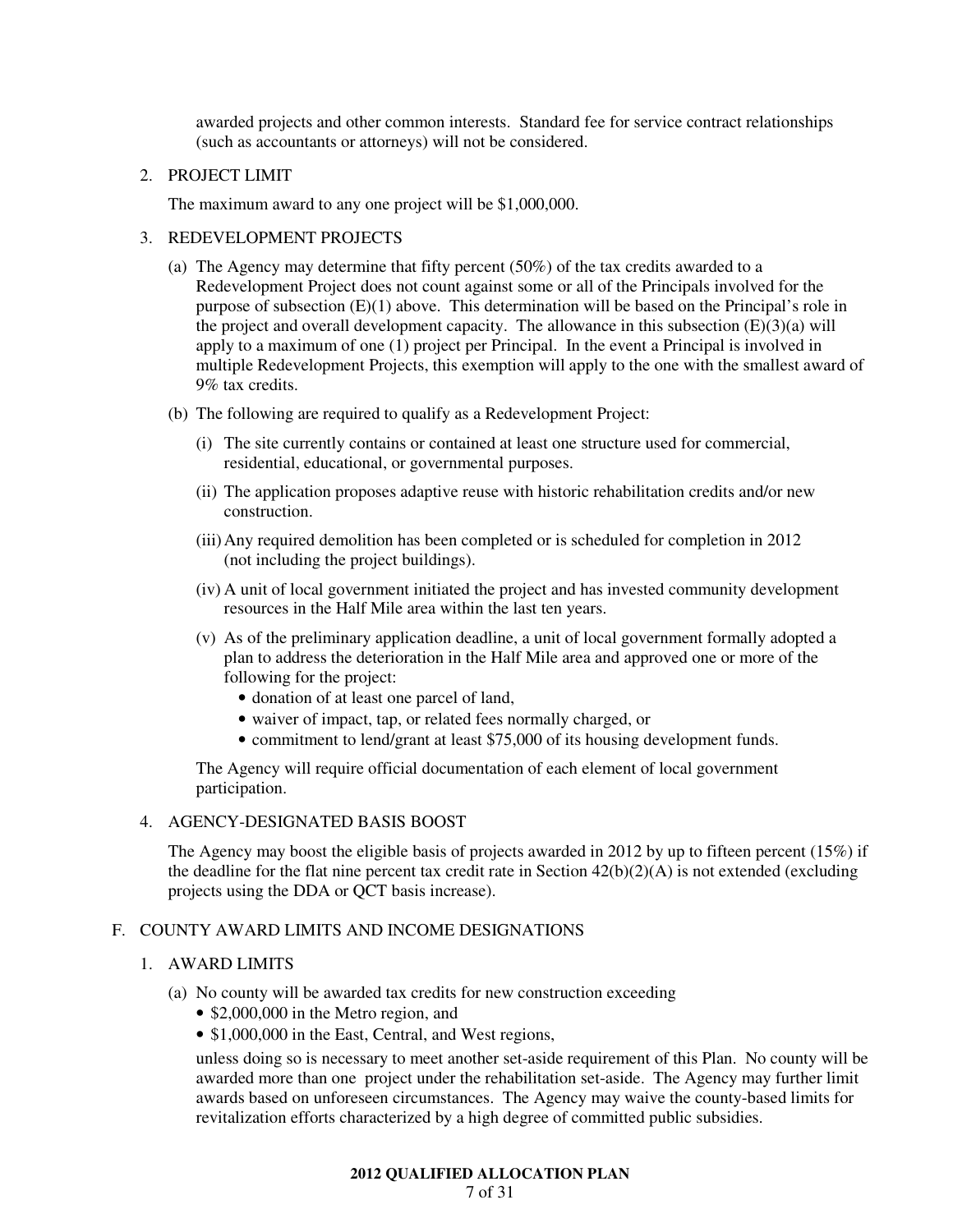awarded projects and other common interests. Standard fee for service contract relationships (such as accountants or attorneys) will not be considered.

2. PROJECT LIMIT

   The maximum award to any one project will be $1,000,000.

3. REDEVELOPMENT PROJECTS

   (a) The Agency may determine that fifty percent (50%) of the tax credits awarded to a Redevelopment Project does not count against some or all of the Principals involved for the purpose of subsection (E)(1) above. This determination will be based on the Principal's role in the project and overall development capacity. The allowance in this subsection (E)(3)(a) will apply to a maximum of one (1) project per Principal. In the event a Principal is involved in multiple Redevelopment Projects, this exemption will apply to the one with the smallest award of 9% tax credits.

   (b) The following are required to qualify as a Redevelopment Project:

      (i) The site currently contains or contained at least one structure used for commercial, residential, educational, or governmental purposes.

      (ii) The application proposes adaptive reuse with historic rehabilitation credits and/or new construction.

      (iii) Any required demolition has been completed or is scheduled for completion in 2012 (not including the project buildings).

      (iv) A unit of local government initiated the project and has invested community development resources in the Half Mile area within the last ten years.

      (v) As of the preliminary application deadline, a unit of local government formally adopted a plan to address the deterioration in the Half Mile area and approved one or more of the following for the project:
         - donation of at least one parcel of land,
         - waiver of impact, tap, or related fees normally charged, or
         - commitment to lend/grant at least $75,000 of its housing development funds.

   The Agency will require official documentation of each element of local government participation.

4. AGENCY-DESIGNATED BASIS BOOST

   The Agency may boost the eligible basis of projects awarded in 2012 by up to fifteen percent (15%) if the deadline for the flat nine percent tax credit rate in Section 42(b)(2)(A) is not extended (excluding projects using the DDA or QCT basis increase).

## F. COUNTY AWARD LIMITS AND INCOME DESIGNATIONS

1. AWARD LIMITS

   (a) No county will be awarded tax credits for new construction exceeding
      - $2,000,000 in the Metro region, and
      - $1,000,000 in the East, Central, and West regions,

      unless doing so is necessary to meet another set-aside requirement of this Plan. No county will be awarded more than one project under the rehabilitation set-aside. The Agency may further limit awards based on unforeseen circumstances. The Agency may waive the county-based limits for revitalization efforts characterized by a high degree of committed public subsidies.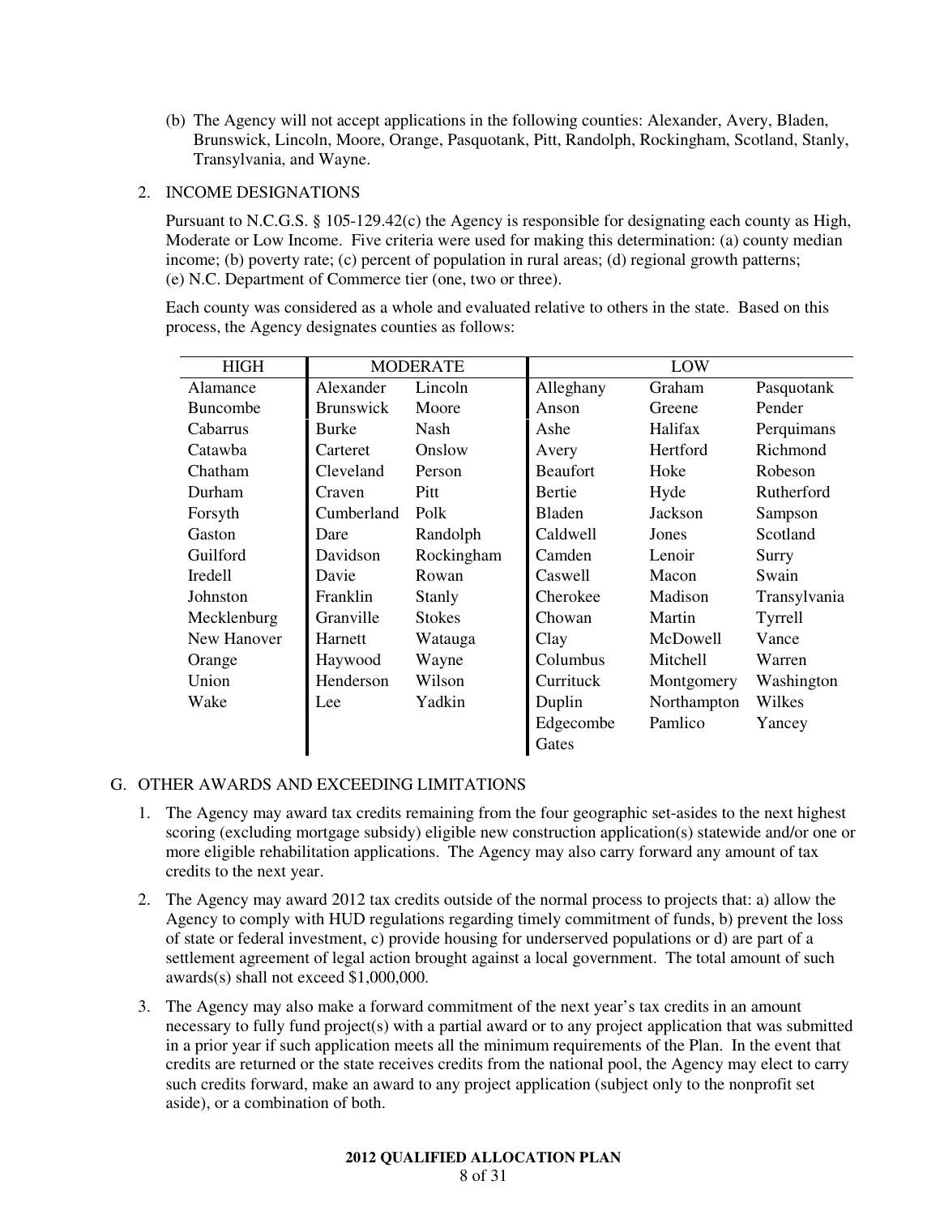(b) The Agency will not accept applications in the following counties: Alexander, Avery, Bladen, Brunswick, Lincoln, Moore, Orange, Pasquotank, Pitt, Randolph, Rockingham, Scotland, Stanly, Transylvania, and Wayne.

2. INCOME DESIGNATIONS

Pursuant to N.C.G.S. § 105-129.42(c) the Agency is responsible for designating each county as High, Moderate or Low Income. Five criteria were used for making this determination: (a) county median income; (b) poverty rate; (c) percent of population in rural areas; (d) regional growth patterns; (e) N.C. Department of Commerce tier (one, two or three).

Each county was considered as a whole and evaluated relative to others in the state. Based on this process, the Agency designates counties as follows:

| HIGH | MODERATE | | LOW | | |
|---|---|---|---|---|---|
| Alamance | Alexander | Lincoln | Alleghany | Graham | Pasquotank |
| Buncombe | Brunswick | Moore | Anson | Greene | Pender |
| Cabarrus | Burke | Nash | Ashe | Halifax | Perquimans |
| Catawba | Carteret | Onslow | Avery | Hertford | Richmond |
| Chatham | Cleveland | Person | Beaufort | Hoke | Robeson |
| Durham | Craven | Pitt | Bertie | Hyde | Rutherford |
| Forsyth | Cumberland | Polk | Bladen | Jackson | Sampson |
| Gaston | Dare | Randolph | Caldwell | Jones | Scotland |
| Guilford | Davidson | Rockingham | Camden | Lenoir | Surry |
| Iredell | Davie | Rowan | Caswell | Macon | Swain |
| Johnston | Franklin | Stanly | Cherokee | Madison | Transylvania |
| Mecklenburg | Granville | Stokes | Chowan | Martin | Tyrrell |
| New Hanover | Harnett | Watauga | Clay | McDowell | Vance |
| Orange | Haywood | Wayne | Columbus | Mitchell | Warren |
| Union | Henderson | Wilson | Currituck | Montgomery | Washington |
| Wake | Lee | Yadkin | Duplin | Northampton | Wilkes |
| | | | Edgecombe | Pamlico | Yancey |
| | | | Gates | | |

G. OTHER AWARDS AND EXCEEDING LIMITATIONS

1. The Agency may award tax credits remaining from the four geographic set-asides to the next highest scoring (excluding mortgage subsidy) eligible new construction application(s) statewide and/or one or more eligible rehabilitation applications. The Agency may also carry forward any amount of tax credits to the next year.

2. The Agency may award 2012 tax credits outside of the normal process to projects that: a) allow the Agency to comply with HUD regulations regarding timely commitment of funds, b) prevent the loss of state or federal investment, c) provide housing for underserved populations or d) are part of a settlement agreement of legal action brought against a local government. The total amount of such awards(s) shall not exceed $1,000,000.

3. The Agency may also make a forward commitment of the next year's tax credits in an amount necessary to fully fund project(s) with a partial award or to any project application that was submitted in a prior year if such application meets all the minimum requirements of the Plan. In the event that credits are returned or the state receives credits from the national pool, the Agency may elect to carry such credits forward, make an award to any project application (subject only to the nonprofit set aside), or a combination of both.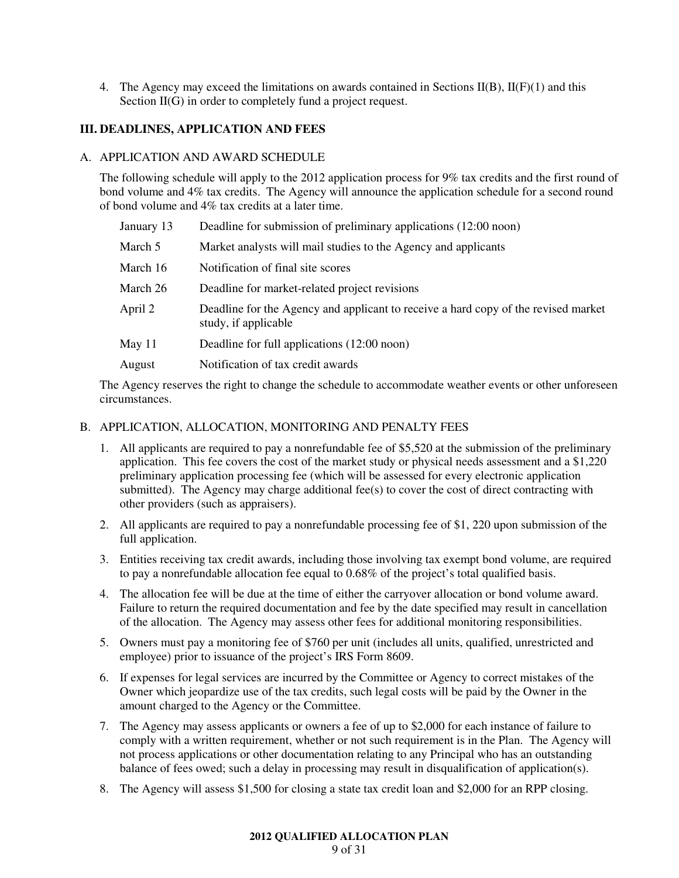4. The Agency may exceed the limitations on awards contained in Sections II(B), II(F)(1) and this Section II(G) in order to completely fund a project request.

## III. DEADLINES, APPLICATION AND FEES

### A. APPLICATION AND AWARD SCHEDULE

The following schedule will apply to the 2012 application process for 9% tax credits and the first round of bond volume and 4% tax credits. The Agency will announce the application schedule for a second round of bond volume and 4% tax credits at a later time.

| | |
|---|---|
| January 13 | Deadline for submission of preliminary applications (12:00 noon) |
| March 5 | Market analysts will mail studies to the Agency and applicants |
| March 16 | Notification of final site scores |
| March 26 | Deadline for market-related project revisions |
| April 2 | Deadline for the Agency and applicant to receive a hard copy of the revised market study, if applicable |
| May 11 | Deadline for full applications (12:00 noon) |
| August | Notification of tax credit awards |

The Agency reserves the right to change the schedule to accommodate weather events or other unforeseen circumstances.

### B. APPLICATION, ALLOCATION, MONITORING AND PENALTY FEES

1. All applicants are required to pay a nonrefundable fee of $5,520 at the submission of the preliminary application. This fee covers the cost of the market study or physical needs assessment and a $1,220 preliminary application processing fee (which will be assessed for every electronic application submitted). The Agency may charge additional fee(s) to cover the cost of direct contracting with other providers (such as appraisers).
2. All applicants are required to pay a nonrefundable processing fee of $1, 220 upon submission of the full application.
3. Entities receiving tax credit awards, including those involving tax exempt bond volume, are required to pay a nonrefundable allocation fee equal to 0.68% of the project's total qualified basis.
4. The allocation fee will be due at the time of either the carryover allocation or bond volume award. Failure to return the required documentation and fee by the date specified may result in cancellation of the allocation. The Agency may assess other fees for additional monitoring responsibilities.
5. Owners must pay a monitoring fee of $760 per unit (includes all units, qualified, unrestricted and employee) prior to issuance of the project's IRS Form 8609.
6. If expenses for legal services are incurred by the Committee or Agency to correct mistakes of the Owner which jeopardize use of the tax credits, such legal costs will be paid by the Owner in the amount charged to the Agency or the Committee.
7. The Agency may assess applicants or owners a fee of up to $2,000 for each instance of failure to comply with a written requirement, whether or not such requirement is in the Plan. The Agency will not process applications or other documentation relating to any Principal who has an outstanding balance of fees owed; such a delay in processing may result in disqualification of application(s).
8. The Agency will assess $1,500 for closing a state tax credit loan and $2,000 for an RPP closing.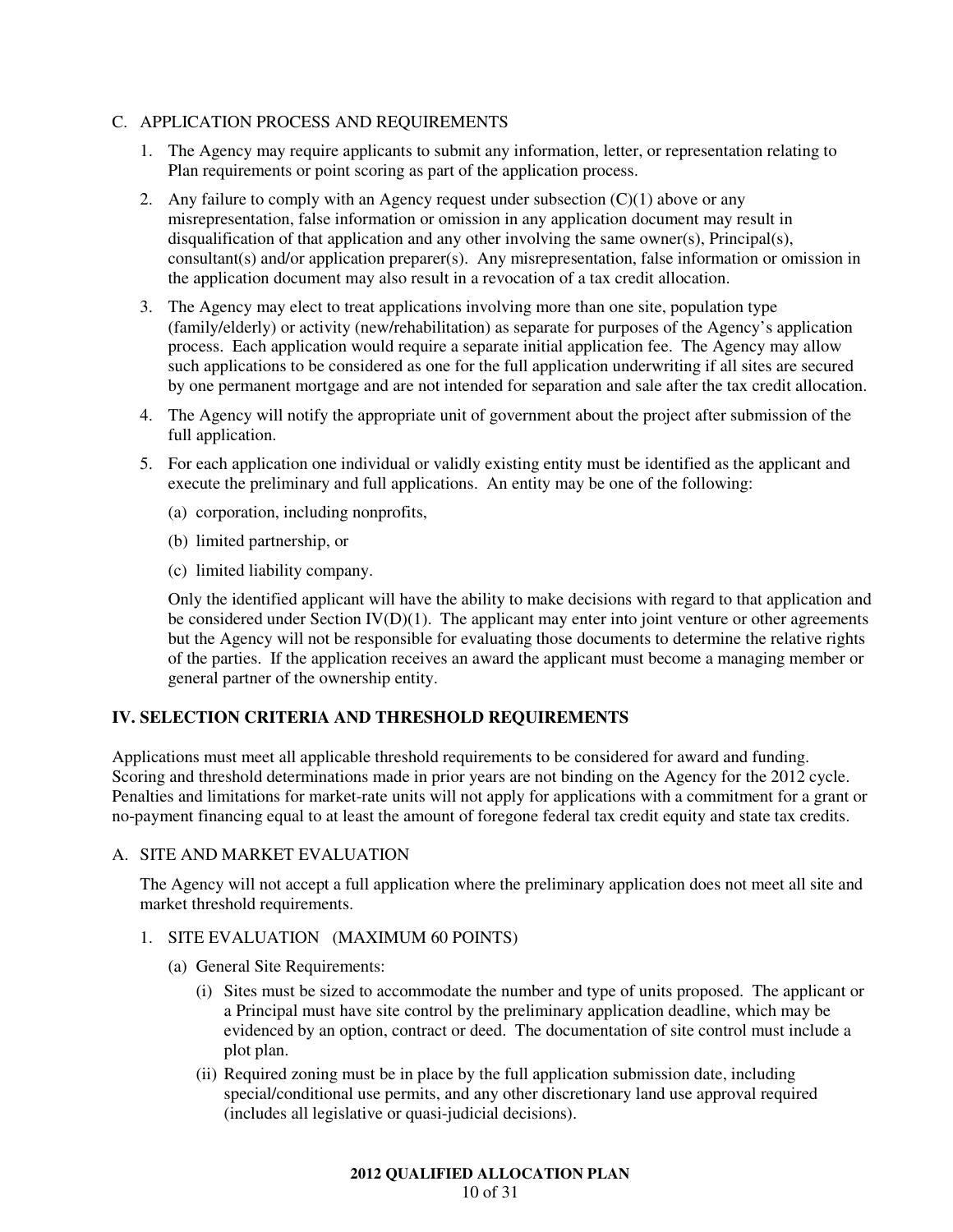C. APPLICATION PROCESS AND REQUIREMENTS

1. The Agency may require applicants to submit any information, letter, or representation relating to Plan requirements or point scoring as part of the application process.

2. Any failure to comply with an Agency request under subsection (C)(1) above or any misrepresentation, false information or omission in any application document may result in disqualification of that application and any other involving the same owner(s), Principal(s), consultant(s) and/or application preparer(s). Any misrepresentation, false information or omission in the application document may also result in a revocation of a tax credit allocation.

3. The Agency may elect to treat applications involving more than one site, population type (family/elderly) or activity (new/rehabilitation) as separate for purposes of the Agency's application process. Each application would require a separate initial application fee. The Agency may allow such applications to be considered as one for the full application underwriting if all sites are secured by one permanent mortgage and are not intended for separation and sale after the tax credit allocation.

4. The Agency will notify the appropriate unit of government about the project after submission of the full application.

5. For each application one individual or validly existing entity must be identified as the applicant and execute the preliminary and full applications. An entity may be one of the following:

   (a) corporation, including nonprofits,

   (b) limited partnership, or

   (c) limited liability company.

   Only the identified applicant will have the ability to make decisions with regard to that application and be considered under Section IV(D)(1). The applicant may enter into joint venture or other agreements but the Agency will not be responsible for evaluating those documents to determine the relative rights of the parties. If the application receives an award the applicant must become a managing member or general partner of the ownership entity.

## IV. SELECTION CRITERIA AND THRESHOLD REQUIREMENTS

Applications must meet all applicable threshold requirements to be considered for award and funding. Scoring and threshold determinations made in prior years are not binding on the Agency for the 2012 cycle. Penalties and limitations for market-rate units will not apply for applications with a commitment for a grant or no-payment financing equal to at least the amount of foregone federal tax credit equity and state tax credits.

A. SITE AND MARKET EVALUATION

The Agency will not accept a full application where the preliminary application does not meet all site and market threshold requirements.

1. SITE EVALUATION (MAXIMUM 60 POINTS)

   (a) General Site Requirements:

      (i) Sites must be sized to accommodate the number and type of units proposed. The applicant or a Principal must have site control by the preliminary application deadline, which may be evidenced by an option, contract or deed. The documentation of site control must include a plot plan.

      (ii) Required zoning must be in place by the full application submission date, including special/conditional use permits, and any other discretionary land use approval required (includes all legislative or quasi-judicial decisions).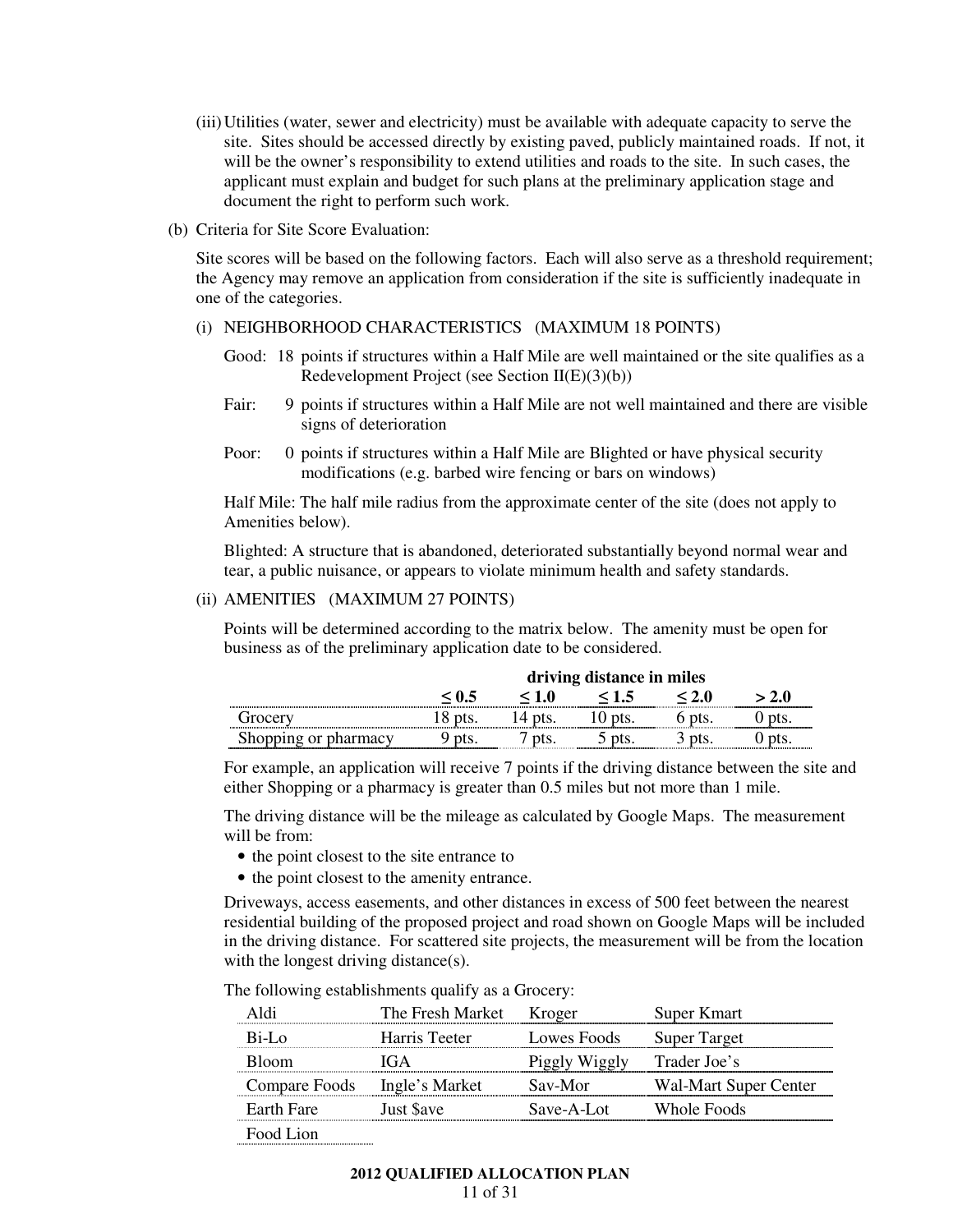(iii) Utilities (water, sewer and electricity) must be available with adequate capacity to serve the site. Sites should be accessed directly by existing paved, publicly maintained roads. If not, it will be the owner's responsibility to extend utilities and roads to the site. In such cases, the applicant must explain and budget for such plans at the preliminary application stage and document the right to perform such work.

(b) Criteria for Site Score Evaluation:

Site scores will be based on the following factors. Each will also serve as a threshold requirement; the Agency may remove an application from consideration if the site is sufficiently inadequate in one of the categories.

(i) NEIGHBORHOOD CHARACTERISTICS (MAXIMUM 18 POINTS)

Good: 18 points if structures within a Half Mile are well maintained or the site qualifies as a Redevelopment Project (see Section II(E)(3)(b))

Fair: 9 points if structures within a Half Mile are not well maintained and there are visible signs of deterioration

Poor: 0 points if structures within a Half Mile are Blighted or have physical security modifications (e.g. barbed wire fencing or bars on windows)

Half Mile: The half mile radius from the approximate center of the site (does not apply to Amenities below).

Blighted: A structure that is abandoned, deteriorated substantially beyond normal wear and tear, a public nuisance, or appears to violate minimum health and safety standards.

(ii) AMENITIES (MAXIMUM 27 POINTS)

Points will be determined according to the matrix below. The amenity must be open for business as of the preliminary application date to be considered.

| | driving distance in miles | | | | |
|---|---|---|---|---|---|
| | ≤ 0.5 | ≤ 1.0 | ≤ 1.5 | ≤ 2.0 | > 2.0 |
| Grocery | 18 pts. | 14 pts. | 10 pts. | 6 pts. | 0 pts. |
| Shopping or pharmacy | 9 pts. | 7 pts. | 5 pts. | 3 pts. | 0 pts. |

For example, an application will receive 7 points if the driving distance between the site and either Shopping or a pharmacy is greater than 0.5 miles but not more than 1 mile.

The driving distance will be the mileage as calculated by Google Maps. The measurement will be from:

- the point closest to the site entrance to
- the point closest to the amenity entrance.

Driveways, access easements, and other distances in excess of 500 feet between the nearest residential building of the proposed project and road shown on Google Maps will be included in the driving distance. For scattered site projects, the measurement will be from the location with the longest driving distance(s).

The following establishments qualify as a Grocery:

| | | | |
|---|---|---|---|
| Aldi | The Fresh Market | Kroger | Super Kmart |
| Bi-Lo | Harris Teeter | Lowes Foods | Super Target |
| Bloom | IGA | Piggly Wiggly | Trader Joe's |
| Compare Foods | Ingle's Market | Sav-Mor | Wal-Mart Super Center |
| Earth Fare | Just $ave | Save-A-Lot | Whole Foods |
| Food Lion | | | |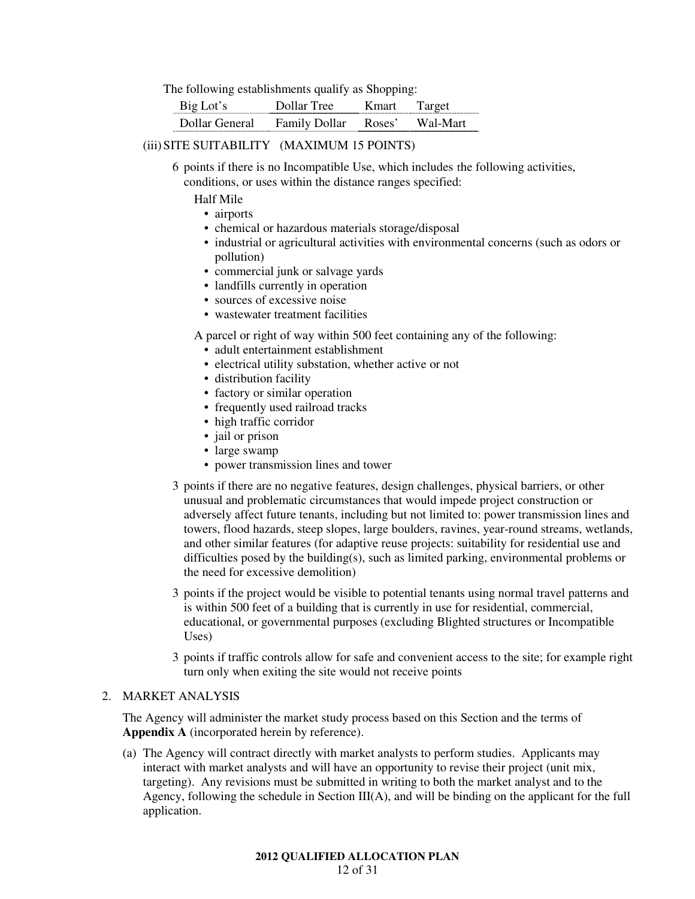The following establishments qualify as Shopping:

| Big Lot's | Dollar Tree | Kmart | Target |
|---|---|---|---|
| Dollar General | Family Dollar | Roses' | Wal-Mart |

(iii) SITE SUITABILITY (MAXIMUM 15 POINTS)

6 points if there is no Incompatible Use, which includes the following activities, conditions, or uses within the distance ranges specified:

Half Mile

- airports
- chemical or hazardous materials storage/disposal
- industrial or agricultural activities with environmental concerns (such as odors or pollution)
- commercial junk or salvage yards
- landfills currently in operation
- sources of excessive noise
- wastewater treatment facilities

A parcel or right of way within 500 feet containing any of the following:

- adult entertainment establishment
- electrical utility substation, whether active or not
- distribution facility
- factory or similar operation
- frequently used railroad tracks
- high traffic corridor
- jail or prison
- large swamp
- power transmission lines and tower

3 points if there are no negative features, design challenges, physical barriers, or other unusual and problematic circumstances that would impede project construction or adversely affect future tenants, including but not limited to: power transmission lines and towers, flood hazards, steep slopes, large boulders, ravines, year-round streams, wetlands, and other similar features (for adaptive reuse projects: suitability for residential use and difficulties posed by the building(s), such as limited parking, environmental problems or the need for excessive demolition)

3 points if the project would be visible to potential tenants using normal travel patterns and is within 500 feet of a building that is currently in use for residential, commercial, educational, or governmental purposes (excluding Blighted structures or Incompatible Uses)

3 points if traffic controls allow for safe and convenient access to the site; for example right turn only when exiting the site would not receive points

2. MARKET ANALYSIS

The Agency will administer the market study process based on this Section and the terms of **Appendix A** (incorporated herein by reference).

(a) The Agency will contract directly with market analysts to perform studies. Applicants may interact with market analysts and will have an opportunity to revise their project (unit mix, targeting). Any revisions must be submitted in writing to both the market analyst and to the Agency, following the schedule in Section III(A), and will be binding on the applicant for the full application.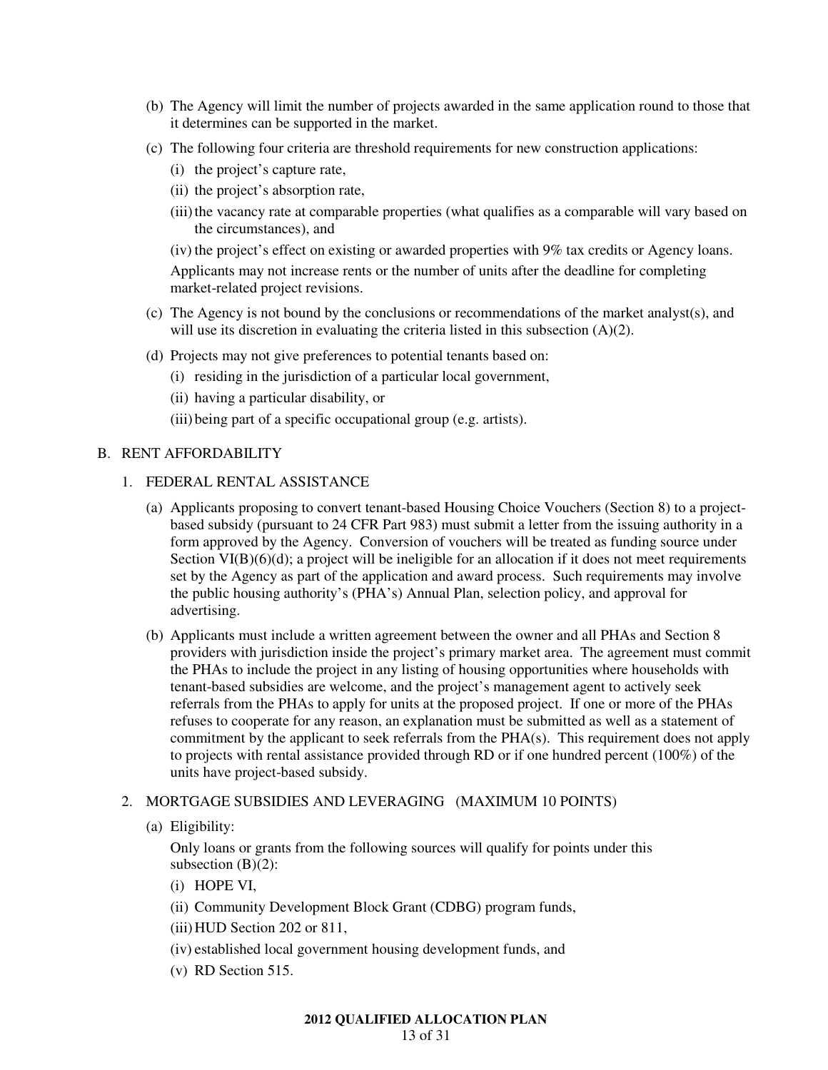(b) The Agency will limit the number of projects awarded in the same application round to those that it determines can be supported in the market.

(c) The following four criteria are threshold requirements for new construction applications:

  (i) the project's capture rate,

  (ii) the project's absorption rate,

  (iii) the vacancy rate at comparable properties (what qualifies as a comparable will vary based on the circumstances), and

  (iv) the project's effect on existing or awarded properties with 9% tax credits or Agency loans.

  Applicants may not increase rents or the number of units after the deadline for completing market-related project revisions.

(c) The Agency is not bound by the conclusions or recommendations of the market analyst(s), and will use its discretion in evaluating the criteria listed in this subsection (A)(2).

(d) Projects may not give preferences to potential tenants based on:

  (i) residing in the jurisdiction of a particular local government,

  (ii) having a particular disability, or

  (iii) being part of a specific occupational group (e.g. artists).

## B. RENT AFFORDABILITY

### 1. FEDERAL RENTAL ASSISTANCE

(a) Applicants proposing to convert tenant-based Housing Choice Vouchers (Section 8) to a project-based subsidy (pursuant to 24 CFR Part 983) must submit a letter from the issuing authority in a form approved by the Agency. Conversion of vouchers will be treated as funding source under Section VI(B)(6)(d); a project will be ineligible for an allocation if it does not meet requirements set by the Agency as part of the application and award process. Such requirements may involve the public housing authority's (PHA's) Annual Plan, selection policy, and approval for advertising.

(b) Applicants must include a written agreement between the owner and all PHAs and Section 8 providers with jurisdiction inside the project's primary market area. The agreement must commit the PHAs to include the project in any listing of housing opportunities where households with tenant-based subsidies are welcome, and the project's management agent to actively seek referrals from the PHAs to apply for units at the proposed project. If one or more of the PHAs refuses to cooperate for any reason, an explanation must be submitted as well as a statement of commitment by the applicant to seek referrals from the PHA(s). This requirement does not apply to projects with rental assistance provided through RD or if one hundred percent (100%) of the units have project-based subsidy.

### 2. MORTGAGE SUBSIDIES AND LEVERAGING (MAXIMUM 10 POINTS)

(a) Eligibility:

  Only loans or grants from the following sources will qualify for points under this subsection (B)(2):

  (i) HOPE VI,

  (ii) Community Development Block Grant (CDBG) program funds,

  (iii) HUD Section 202 or 811,

  (iv) established local government housing development funds, and

  (v) RD Section 515.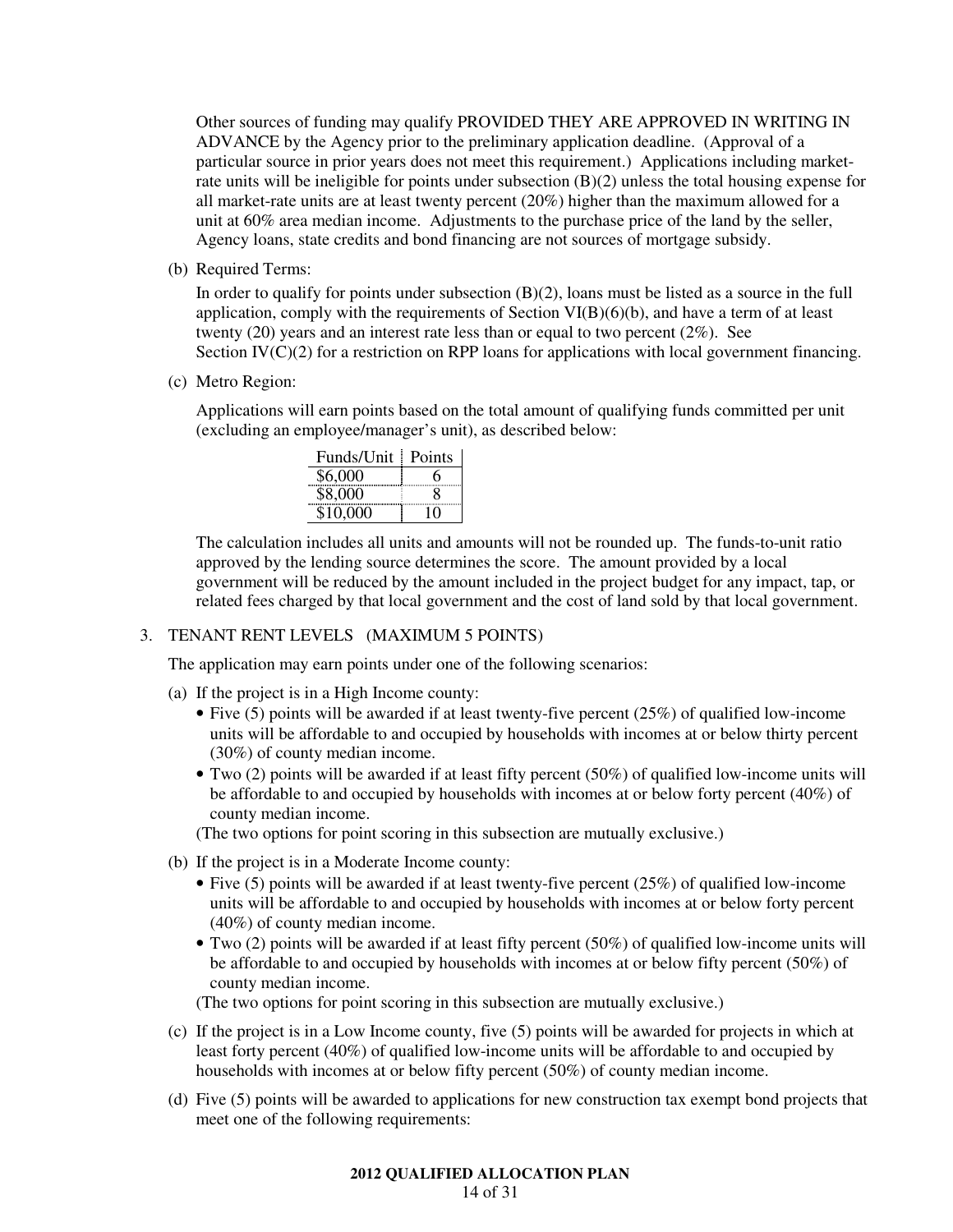Other sources of funding may qualify PROVIDED THEY ARE APPROVED IN WRITING IN ADVANCE by the Agency prior to the preliminary application deadline. (Approval of a particular source in prior years does not meet this requirement.) Applications including market-rate units will be ineligible for points under subsection (B)(2) unless the total housing expense for all market-rate units are at least twenty percent (20%) higher than the maximum allowed for a unit at 60% area median income. Adjustments to the purchase price of the land by the seller, Agency loans, state credits and bond financing are not sources of mortgage subsidy.

(b) Required Terms:

In order to qualify for points under subsection (B)(2), loans must be listed as a source in the full application, comply with the requirements of Section VI(B)(6)(b), and have a term of at least twenty (20) years and an interest rate less than or equal to two percent (2%). See Section IV(C)(2) for a restriction on RPP loans for applications with local government financing.

(c) Metro Region:

Applications will earn points based on the total amount of qualifying funds committed per unit (excluding an employee/manager's unit), as described below:

| Funds/Unit | Points |
|---|---|
| $6,000 | 6 |
| $8,000 | 8 |
| $10,000 | 10 |

The calculation includes all units and amounts will not be rounded up. The funds-to-unit ratio approved by the lending source determines the score. The amount provided by a local government will be reduced by the amount included in the project budget for any impact, tap, or related fees charged by that local government and the cost of land sold by that local government.

3. TENANT RENT LEVELS (MAXIMUM 5 POINTS)

The application may earn points under one of the following scenarios:

(a) If the project is in a High Income county:

- Five (5) points will be awarded if at least twenty-five percent (25%) of qualified low-income units will be affordable to and occupied by households with incomes at or below thirty percent (30%) of county median income.
- Two (2) points will be awarded if at least fifty percent (50%) of qualified low-income units will be affordable to and occupied by households with incomes at or below forty percent (40%) of county median income.

(The two options for point scoring in this subsection are mutually exclusive.)

(b) If the project is in a Moderate Income county:

- Five (5) points will be awarded if at least twenty-five percent (25%) of qualified low-income units will be affordable to and occupied by households with incomes at or below forty percent (40%) of county median income.
- Two (2) points will be awarded if at least fifty percent (50%) of qualified low-income units will be affordable to and occupied by households with incomes at or below fifty percent (50%) of county median income.

(The two options for point scoring in this subsection are mutually exclusive.)

(c) If the project is in a Low Income county, five (5) points will be awarded for projects in which at least forty percent (40%) of qualified low-income units will be affordable to and occupied by households with incomes at or below fifty percent (50%) of county median income.

(d) Five (5) points will be awarded to applications for new construction tax exempt bond projects that meet one of the following requirements: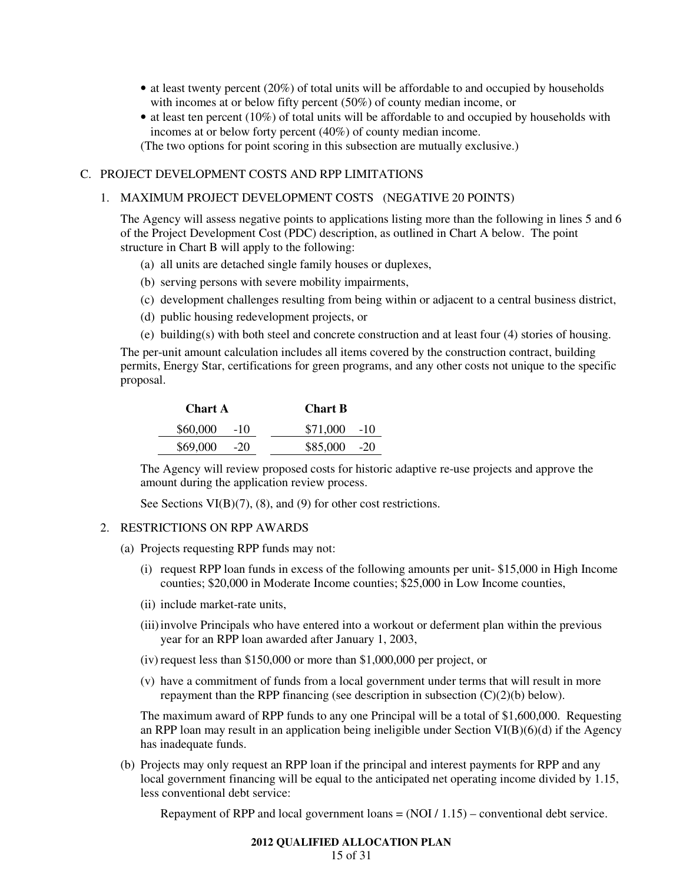- at least twenty percent (20%) of total units will be affordable to and occupied by households with incomes at or below fifty percent (50%) of county median income, or
- at least ten percent (10%) of total units will be affordable to and occupied by households with incomes at or below forty percent (40%) of county median income.

(The two options for point scoring in this subsection are mutually exclusive.)

C. PROJECT DEVELOPMENT COSTS AND RPP LIMITATIONS

1. MAXIMUM PROJECT DEVELOPMENT COSTS (NEGATIVE 20 POINTS)

   The Agency will assess negative points to applications listing more than the following in lines 5 and 6 of the Project Development Cost (PDC) description, as outlined in Chart A below. The point structure in Chart B will apply to the following:

   (a) all units are detached single family houses or duplexes,
   
   (b) serving persons with severe mobility impairments,
   
   (c) development challenges resulting from being within or adjacent to a central business district,
   
   (d) public housing redevelopment projects, or
   
   (e) building(s) with both steel and concrete construction and at least four (4) stories of housing.

   The per-unit amount calculation includes all items covered by the construction contract, building permits, Energy Star, certifications for green programs, and any other costs not unique to the specific proposal.

| **Chart A** | | **Chart B** | |
|---|---|---|---|
| $60,000 | -10 | $71,000 | -10 |
| $69,000 | -20 | $85,000 | -20 |

   The Agency will review proposed costs for historic adaptive re-use projects and approve the amount during the application review process.

   See Sections VI(B)(7), (8), and (9) for other cost restrictions.

2. RESTRICTIONS ON RPP AWARDS

   (a) Projects requesting RPP funds may not:

   (i) request RPP loan funds in excess of the following amounts per unit- $15,000 in High Income counties; $20,000 in Moderate Income counties; $25,000 in Low Income counties,

   (ii) include market-rate units,

   (iii) involve Principals who have entered into a workout or deferment plan within the previous year for an RPP loan awarded after January 1, 2003,

   (iv) request less than $150,000 or more than $1,000,000 per project, or

   (v) have a commitment of funds from a local government under terms that will result in more repayment than the RPP financing (see description in subsection (C)(2)(b) below).

   The maximum award of RPP funds to any one Principal will be a total of $1,600,000. Requesting an RPP loan may result in an application being ineligible under Section VI(B)(6)(d) if the Agency has inadequate funds.

   (b) Projects may only request an RPP loan if the principal and interest payments for RPP and any local government financing will be equal to the anticipated net operating income divided by 1.15, less conventional debt service:

   Repayment of RPP and local government loans = (NOI / 1.15) – conventional debt service.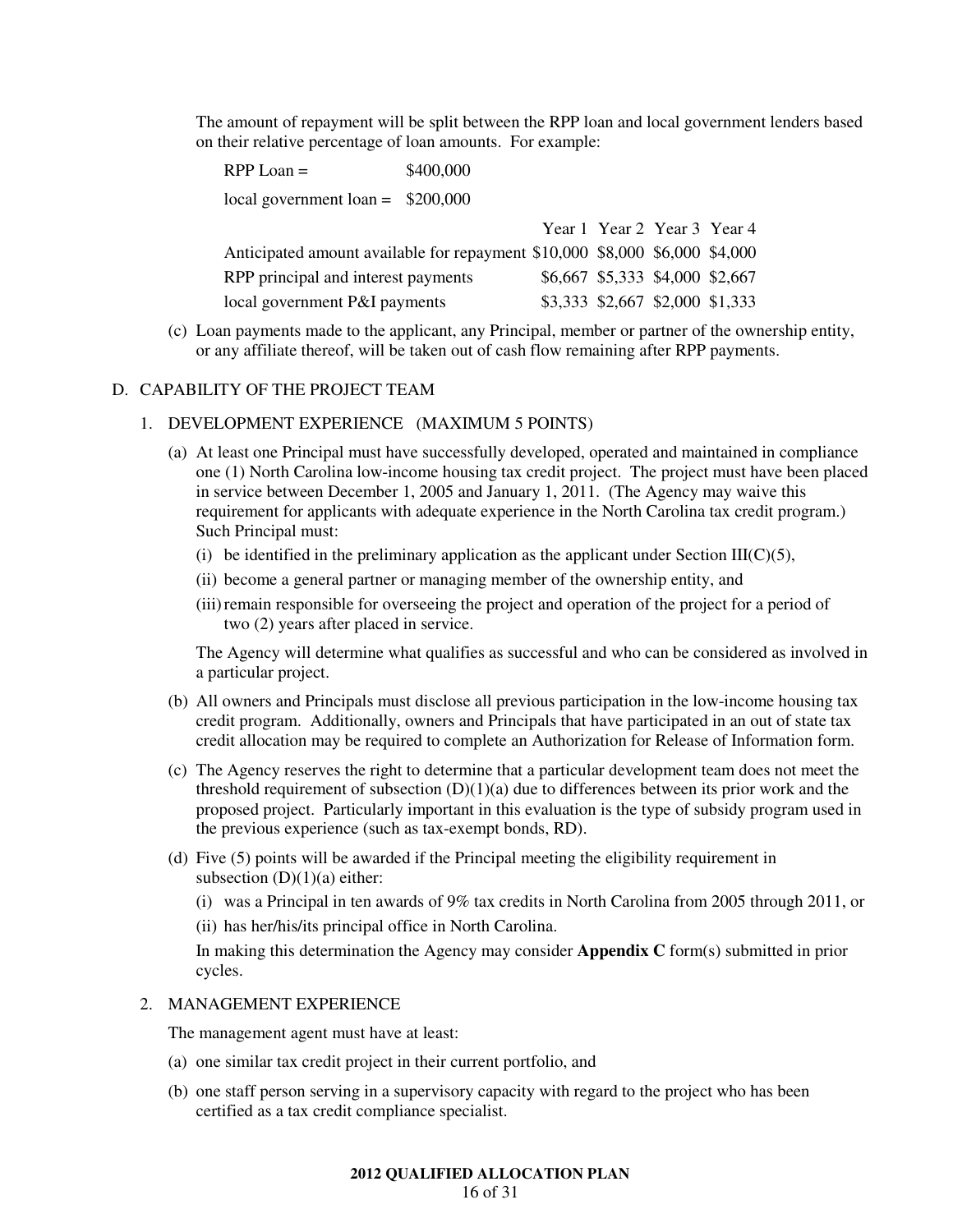The amount of repayment will be split between the RPP loan and local government lenders based on their relative percentage of loan amounts. For example:

RPP Loan = $400,000

local government loan = $200,000

| | Year 1 | Year 2 | Year 3 | Year 4 |
|---|---|---|---|---|
| Anticipated amount available for repayment | $10,000 | $8,000 | $6,000 | $4,000 |
| RPP principal and interest payments | $6,667 | $5,333 | $4,000 | $2,667 |
| local government P&I payments | $3,333 | $2,667 | $2,000 | $1,333 |

(c) Loan payments made to the applicant, any Principal, member or partner of the ownership entity, or any affiliate thereof, will be taken out of cash flow remaining after RPP payments.

## D. CAPABILITY OF THE PROJECT TEAM

### 1. DEVELOPMENT EXPERIENCE (MAXIMUM 5 POINTS)

(a) At least one Principal must have successfully developed, operated and maintained in compliance one (1) North Carolina low-income housing tax credit project. The project must have been placed in service between December 1, 2005 and January 1, 2011. (The Agency may waive this requirement for applicants with adequate experience in the North Carolina tax credit program.) Such Principal must:

(i) be identified in the preliminary application as the applicant under Section III(C)(5),

(ii) become a general partner or managing member of the ownership entity, and

(iii) remain responsible for overseeing the project and operation of the project for a period of two (2) years after placed in service.

The Agency will determine what qualifies as successful and who can be considered as involved in a particular project.

(b) All owners and Principals must disclose all previous participation in the low-income housing tax credit program. Additionally, owners and Principals that have participated in an out of state tax credit allocation may be required to complete an Authorization for Release of Information form.

(c) The Agency reserves the right to determine that a particular development team does not meet the threshold requirement of subsection (D)(1)(a) due to differences between its prior work and the proposed project. Particularly important in this evaluation is the type of subsidy program used in the previous experience (such as tax-exempt bonds, RD).

(d) Five (5) points will be awarded if the Principal meeting the eligibility requirement in subsection (D)(1)(a) either:

(i) was a Principal in ten awards of 9% tax credits in North Carolina from 2005 through 2011, or

(ii) has her/his/its principal office in North Carolina.

In making this determination the Agency may consider **Appendix C** form(s) submitted in prior cycles.

### 2. MANAGEMENT EXPERIENCE

The management agent must have at least:

(a) one similar tax credit project in their current portfolio, and

(b) one staff person serving in a supervisory capacity with regard to the project who has been certified as a tax credit compliance specialist.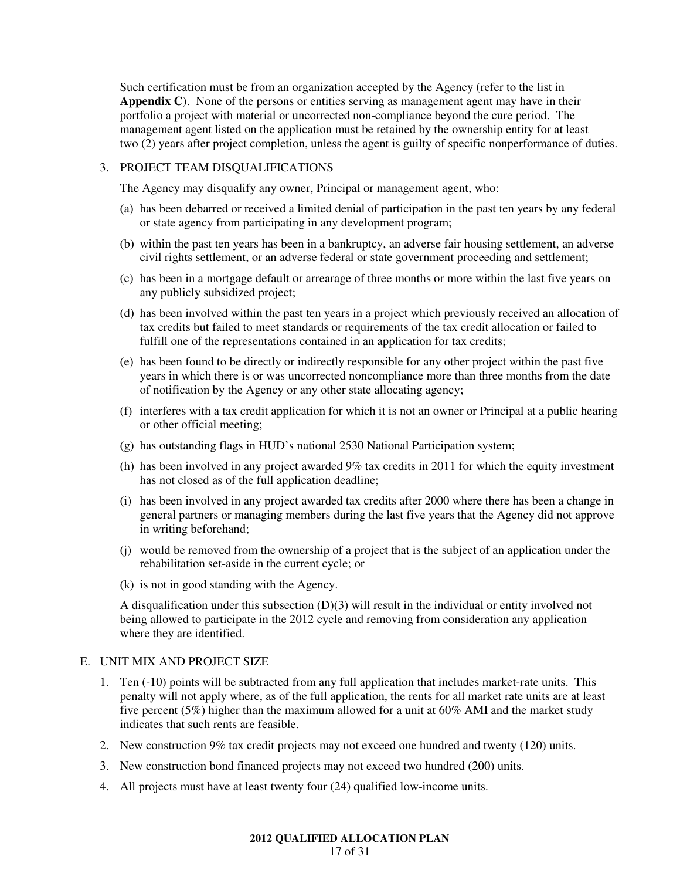Such certification must be from an organization accepted by the Agency (refer to the list in **Appendix C**). None of the persons or entities serving as management agent may have in their portfolio a project with material or uncorrected non-compliance beyond the cure period. The management agent listed on the application must be retained by the ownership entity for at least two (2) years after project completion, unless the agent is guilty of specific nonperformance of duties.

3. PROJECT TEAM DISQUALIFICATIONS

   The Agency may disqualify any owner, Principal or management agent, who:

   (a) has been debarred or received a limited denial of participation in the past ten years by any federal or state agency from participating in any development program;

   (b) within the past ten years has been in a bankruptcy, an adverse fair housing settlement, an adverse civil rights settlement, or an adverse federal or state government proceeding and settlement;

   (c) has been in a mortgage default or arrearage of three months or more within the last five years on any publicly subsidized project;

   (d) has been involved within the past ten years in a project which previously received an allocation of tax credits but failed to meet standards or requirements of the tax credit allocation or failed to fulfill one of the representations contained in an application for tax credits;

   (e) has been found to be directly or indirectly responsible for any other project within the past five years in which there is or was uncorrected noncompliance more than three months from the date of notification by the Agency or any other state allocating agency;

   (f) interferes with a tax credit application for which it is not an owner or Principal at a public hearing or other official meeting;

   (g) has outstanding flags in HUD's national 2530 National Participation system;

   (h) has been involved in any project awarded 9% tax credits in 2011 for which the equity investment has not closed as of the full application deadline;

   (i) has been involved in any project awarded tax credits after 2000 where there has been a change in general partners or managing members during the last five years that the Agency did not approve in writing beforehand;

   (j) would be removed from the ownership of a project that is the subject of an application under the rehabilitation set-aside in the current cycle; or

   (k) is not in good standing with the Agency.

   A disqualification under this subsection (D)(3) will result in the individual or entity involved not being allowed to participate in the 2012 cycle and removing from consideration any application where they are identified.

E. UNIT MIX AND PROJECT SIZE

1. Ten (-10) points will be subtracted from any full application that includes market-rate units. This penalty will not apply where, as of the full application, the rents for all market rate units are at least five percent (5%) higher than the maximum allowed for a unit at 60% AMI and the market study indicates that such rents are feasible.
2. New construction 9% tax credit projects may not exceed one hundred and twenty (120) units.
3. New construction bond financed projects may not exceed two hundred (200) units.
4. All projects must have at least twenty four (24) qualified low-income units.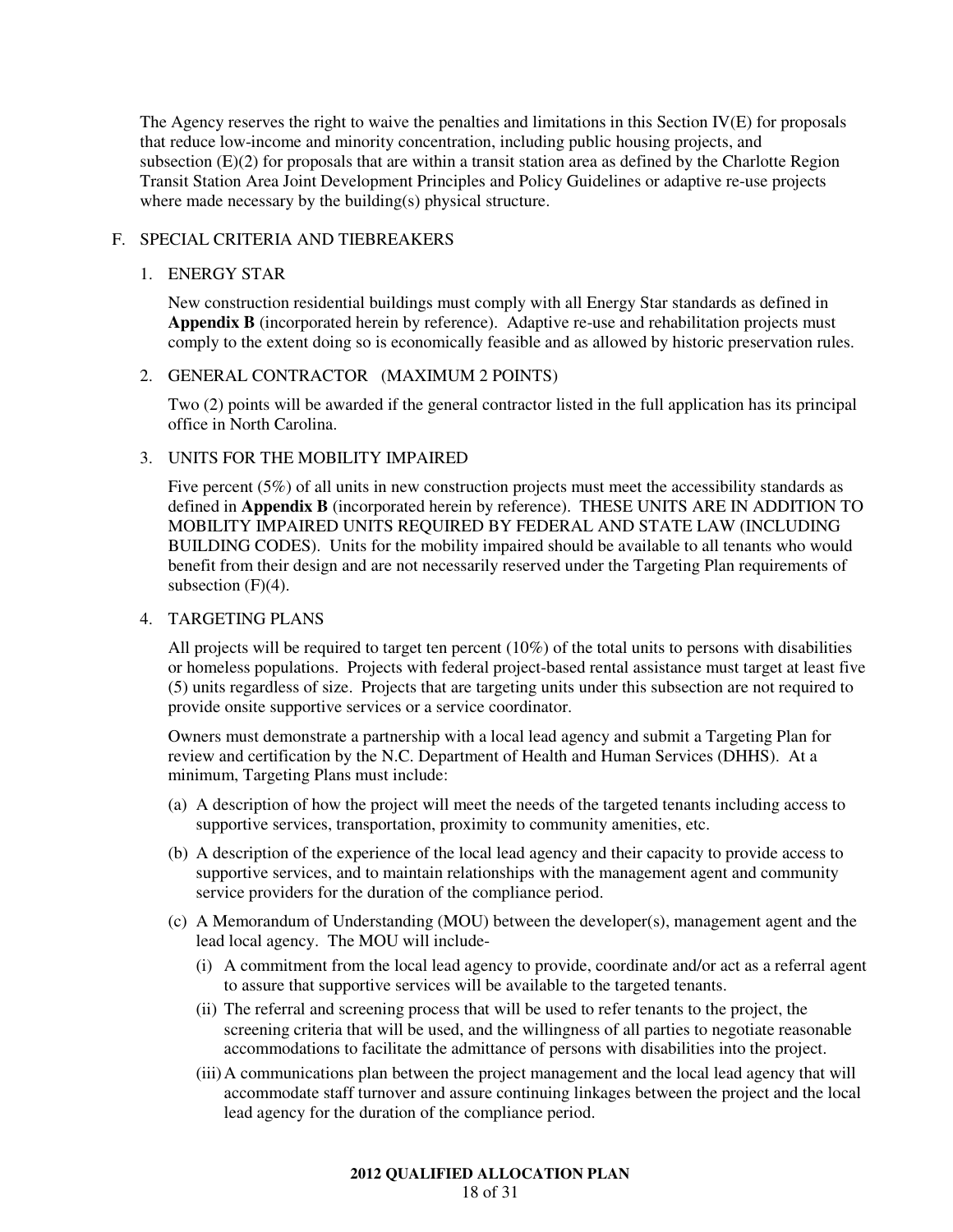The Agency reserves the right to waive the penalties and limitations in this Section IV(E) for proposals that reduce low-income and minority concentration, including public housing projects, and subsection (E)(2) for proposals that are within a transit station area as defined by the Charlotte Region Transit Station Area Joint Development Principles and Policy Guidelines or adaptive re-use projects where made necessary by the building(s) physical structure.

## F. SPECIAL CRITERIA AND TIEBREAKERS

### 1. ENERGY STAR

New construction residential buildings must comply with all Energy Star standards as defined in **Appendix B** (incorporated herein by reference). Adaptive re-use and rehabilitation projects must comply to the extent doing so is economically feasible and as allowed by historic preservation rules.

### 2. GENERAL CONTRACTOR (MAXIMUM 2 POINTS)

Two (2) points will be awarded if the general contractor listed in the full application has its principal office in North Carolina.

### 3. UNITS FOR THE MOBILITY IMPAIRED

Five percent (5%) of all units in new construction projects must meet the accessibility standards as defined in **Appendix B** (incorporated herein by reference). THESE UNITS ARE IN ADDITION TO MOBILITY IMPAIRED UNITS REQUIRED BY FEDERAL AND STATE LAW (INCLUDING BUILDING CODES). Units for the mobility impaired should be available to all tenants who would benefit from their design and are not necessarily reserved under the Targeting Plan requirements of subsection (F)(4).

### 4. TARGETING PLANS

All projects will be required to target ten percent (10%) of the total units to persons with disabilities or homeless populations. Projects with federal project-based rental assistance must target at least five (5) units regardless of size. Projects that are targeting units under this subsection are not required to provide onsite supportive services or a service coordinator.

Owners must demonstrate a partnership with a local lead agency and submit a Targeting Plan for review and certification by the N.C. Department of Health and Human Services (DHHS). At a minimum, Targeting Plans must include:

(a) A description of how the project will meet the needs of the targeted tenants including access to supportive services, transportation, proximity to community amenities, etc.

(b) A description of the experience of the local lead agency and their capacity to provide access to supportive services, and to maintain relationships with the management agent and community service providers for the duration of the compliance period.

(c) A Memorandum of Understanding (MOU) between the developer(s), management agent and the lead local agency. The MOU will include-

  (i) A commitment from the local lead agency to provide, coordinate and/or act as a referral agent to assure that supportive services will be available to the targeted tenants.

  (ii) The referral and screening process that will be used to refer tenants to the project, the screening criteria that will be used, and the willingness of all parties to negotiate reasonable accommodations to facilitate the admittance of persons with disabilities into the project.

  (iii) A communications plan between the project management and the local lead agency that will accommodate staff turnover and assure continuing linkages between the project and the local lead agency for the duration of the compliance period.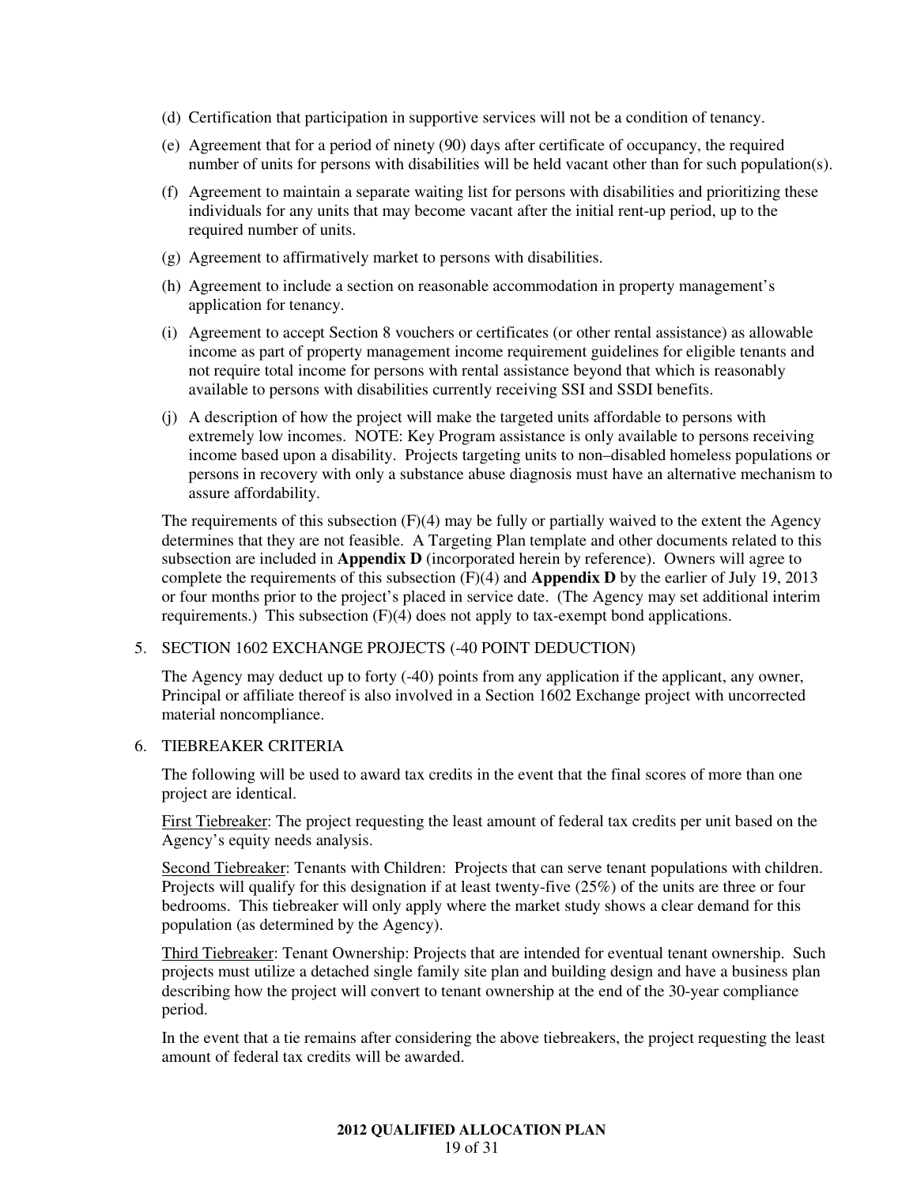(d) Certification that participation in supportive services will not be a condition of tenancy.

(e) Agreement that for a period of ninety (90) days after certificate of occupancy, the required number of units for persons with disabilities will be held vacant other than for such population(s).

(f) Agreement to maintain a separate waiting list for persons with disabilities and prioritizing these individuals for any units that may become vacant after the initial rent-up period, up to the required number of units.

(g) Agreement to affirmatively market to persons with disabilities.

(h) Agreement to include a section on reasonable accommodation in property management's application for tenancy.

(i) Agreement to accept Section 8 vouchers or certificates (or other rental assistance) as allowable income as part of property management income requirement guidelines for eligible tenants and not require total income for persons with rental assistance beyond that which is reasonably available to persons with disabilities currently receiving SSI and SSDI benefits.

(j) A description of how the project will make the targeted units affordable to persons with extremely low incomes. NOTE: Key Program assistance is only available to persons receiving income based upon a disability. Projects targeting units to non–disabled homeless populations or persons in recovery with only a substance abuse diagnosis must have an alternative mechanism to assure affordability.

The requirements of this subsection (F)(4) may be fully or partially waived to the extent the Agency determines that they are not feasible. A Targeting Plan template and other documents related to this subsection are included in **Appendix D** (incorporated herein by reference). Owners will agree to complete the requirements of this subsection (F)(4) and **Appendix D** by the earlier of July 19, 2013 or four months prior to the project's placed in service date. (The Agency may set additional interim requirements.) This subsection (F)(4) does not apply to tax-exempt bond applications.

5. SECTION 1602 EXCHANGE PROJECTS (-40 POINT DEDUCTION)

The Agency may deduct up to forty (-40) points from any application if the applicant, any owner, Principal or affiliate thereof is also involved in a Section 1602 Exchange project with uncorrected material noncompliance.

6. TIEBREAKER CRITERIA

The following will be used to award tax credits in the event that the final scores of more than one project are identical.

First Tiebreaker: The project requesting the least amount of federal tax credits per unit based on the Agency's equity needs analysis.

Second Tiebreaker: Tenants with Children: Projects that can serve tenant populations with children. Projects will qualify for this designation if at least twenty-five (25%) of the units are three or four bedrooms. This tiebreaker will only apply where the market study shows a clear demand for this population (as determined by the Agency).

Third Tiebreaker: Tenant Ownership: Projects that are intended for eventual tenant ownership. Such projects must utilize a detached single family site plan and building design and have a business plan describing how the project will convert to tenant ownership at the end of the 30-year compliance period.

In the event that a tie remains after considering the above tiebreakers, the project requesting the least amount of federal tax credits will be awarded.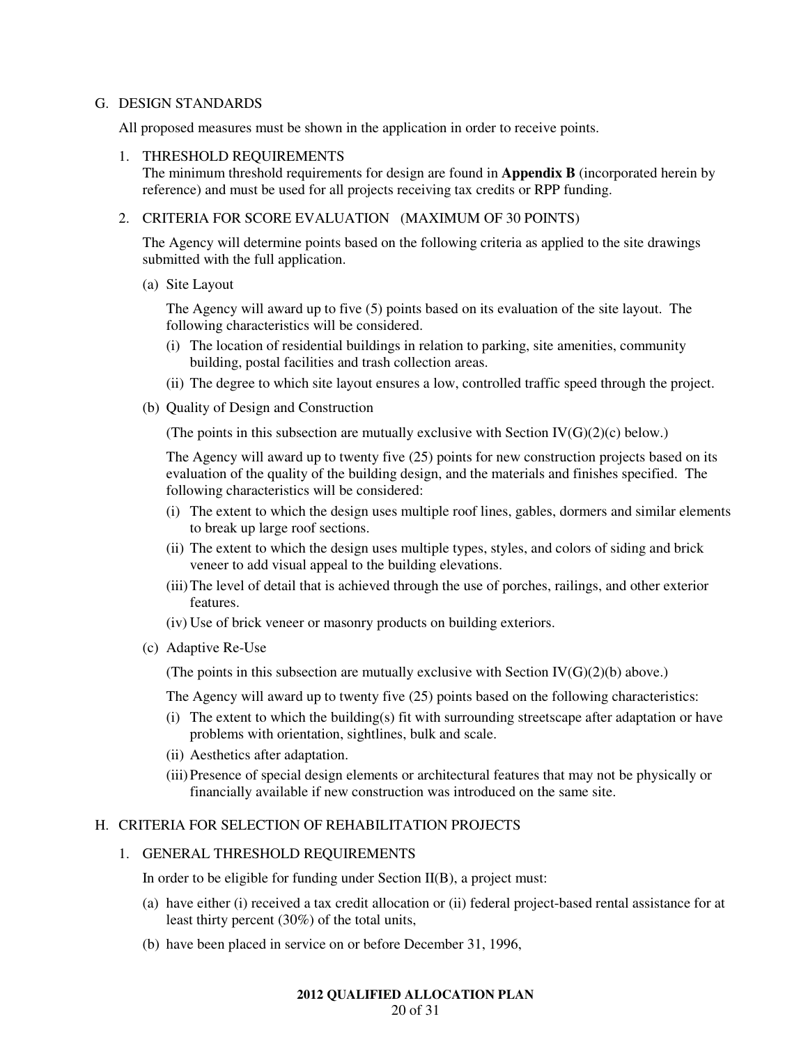## G. DESIGN STANDARDS

All proposed measures must be shown in the application in order to receive points.

### 1. THRESHOLD REQUIREMENTS

The minimum threshold requirements for design are found in **Appendix B** (incorporated herein by reference) and must be used for all projects receiving tax credits or RPP funding.

### 2. CRITERIA FOR SCORE EVALUATION (MAXIMUM OF 30 POINTS)

The Agency will determine points based on the following criteria as applied to the site drawings submitted with the full application.

(a) Site Layout

The Agency will award up to five (5) points based on its evaluation of the site layout. The following characteristics will be considered.

- (i) The location of residential buildings in relation to parking, site amenities, community building, postal facilities and trash collection areas.
- (ii) The degree to which site layout ensures a low, controlled traffic speed through the project.

(b) Quality of Design and Construction

(The points in this subsection are mutually exclusive with Section IV(G)(2)(c) below.)

The Agency will award up to twenty five (25) points for new construction projects based on its evaluation of the quality of the building design, and the materials and finishes specified. The following characteristics will be considered:

- (i) The extent to which the design uses multiple roof lines, gables, dormers and similar elements to break up large roof sections.
- (ii) The extent to which the design uses multiple types, styles, and colors of siding and brick veneer to add visual appeal to the building elevations.
- (iii) The level of detail that is achieved through the use of porches, railings, and other exterior features.
- (iv) Use of brick veneer or masonry products on building exteriors.

(c) Adaptive Re-Use

(The points in this subsection are mutually exclusive with Section IV(G)(2)(b) above.)

The Agency will award up to twenty five (25) points based on the following characteristics:

- (i) The extent to which the building(s) fit with surrounding streetscape after adaptation or have problems with orientation, sightlines, bulk and scale.
- (ii) Aesthetics after adaptation.
- (iii) Presence of special design elements or architectural features that may not be physically or financially available if new construction was introduced on the same site.

## H. CRITERIA FOR SELECTION OF REHABILITATION PROJECTS

### 1. GENERAL THRESHOLD REQUIREMENTS

In order to be eligible for funding under Section II(B), a project must:

(a) have either (i) received a tax credit allocation or (ii) federal project-based rental assistance for at least thirty percent (30%) of the total units,

(b) have been placed in service on or before December 31, 1996,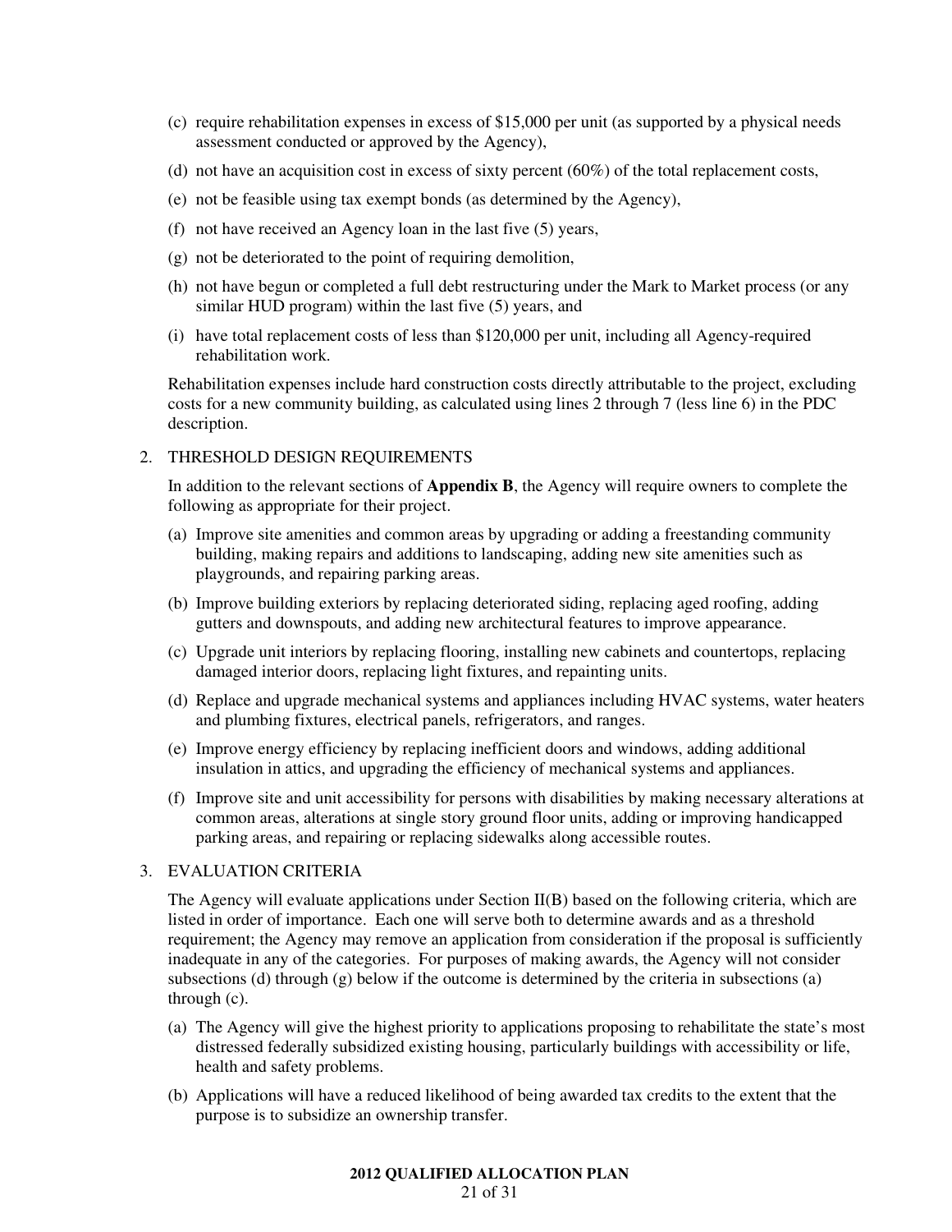(c) require rehabilitation expenses in excess of $15,000 per unit (as supported by a physical needs assessment conducted or approved by the Agency),

(d) not have an acquisition cost in excess of sixty percent (60%) of the total replacement costs,

(e) not be feasible using tax exempt bonds (as determined by the Agency),

(f) not have received an Agency loan in the last five (5) years,

(g) not be deteriorated to the point of requiring demolition,

(h) not have begun or completed a full debt restructuring under the Mark to Market process (or any similar HUD program) within the last five (5) years, and

(i) have total replacement costs of less than $120,000 per unit, including all Agency-required rehabilitation work.

Rehabilitation expenses include hard construction costs directly attributable to the project, excluding costs for a new community building, as calculated using lines 2 through 7 (less line 6) in the PDC description.

2. THRESHOLD DESIGN REQUIREMENTS

In addition to the relevant sections of **Appendix B**, the Agency will require owners to complete the following as appropriate for their project.

(a) Improve site amenities and common areas by upgrading or adding a freestanding community building, making repairs and additions to landscaping, adding new site amenities such as playgrounds, and repairing parking areas.

(b) Improve building exteriors by replacing deteriorated siding, replacing aged roofing, adding gutters and downspouts, and adding new architectural features to improve appearance.

(c) Upgrade unit interiors by replacing flooring, installing new cabinets and countertops, replacing damaged interior doors, replacing light fixtures, and repainting units.

(d) Replace and upgrade mechanical systems and appliances including HVAC systems, water heaters and plumbing fixtures, electrical panels, refrigerators, and ranges.

(e) Improve energy efficiency by replacing inefficient doors and windows, adding additional insulation in attics, and upgrading the efficiency of mechanical systems and appliances.

(f) Improve site and unit accessibility for persons with disabilities by making necessary alterations at common areas, alterations at single story ground floor units, adding or improving handicapped parking areas, and repairing or replacing sidewalks along accessible routes.

3. EVALUATION CRITERIA

The Agency will evaluate applications under Section II(B) based on the following criteria, which are listed in order of importance. Each one will serve both to determine awards and as a threshold requirement; the Agency may remove an application from consideration if the proposal is sufficiently inadequate in any of the categories. For purposes of making awards, the Agency will not consider subsections (d) through (g) below if the outcome is determined by the criteria in subsections (a) through (c).

(a) The Agency will give the highest priority to applications proposing to rehabilitate the state's most distressed federally subsidized existing housing, particularly buildings with accessibility or life, health and safety problems.

(b) Applications will have a reduced likelihood of being awarded tax credits to the extent that the purpose is to subsidize an ownership transfer.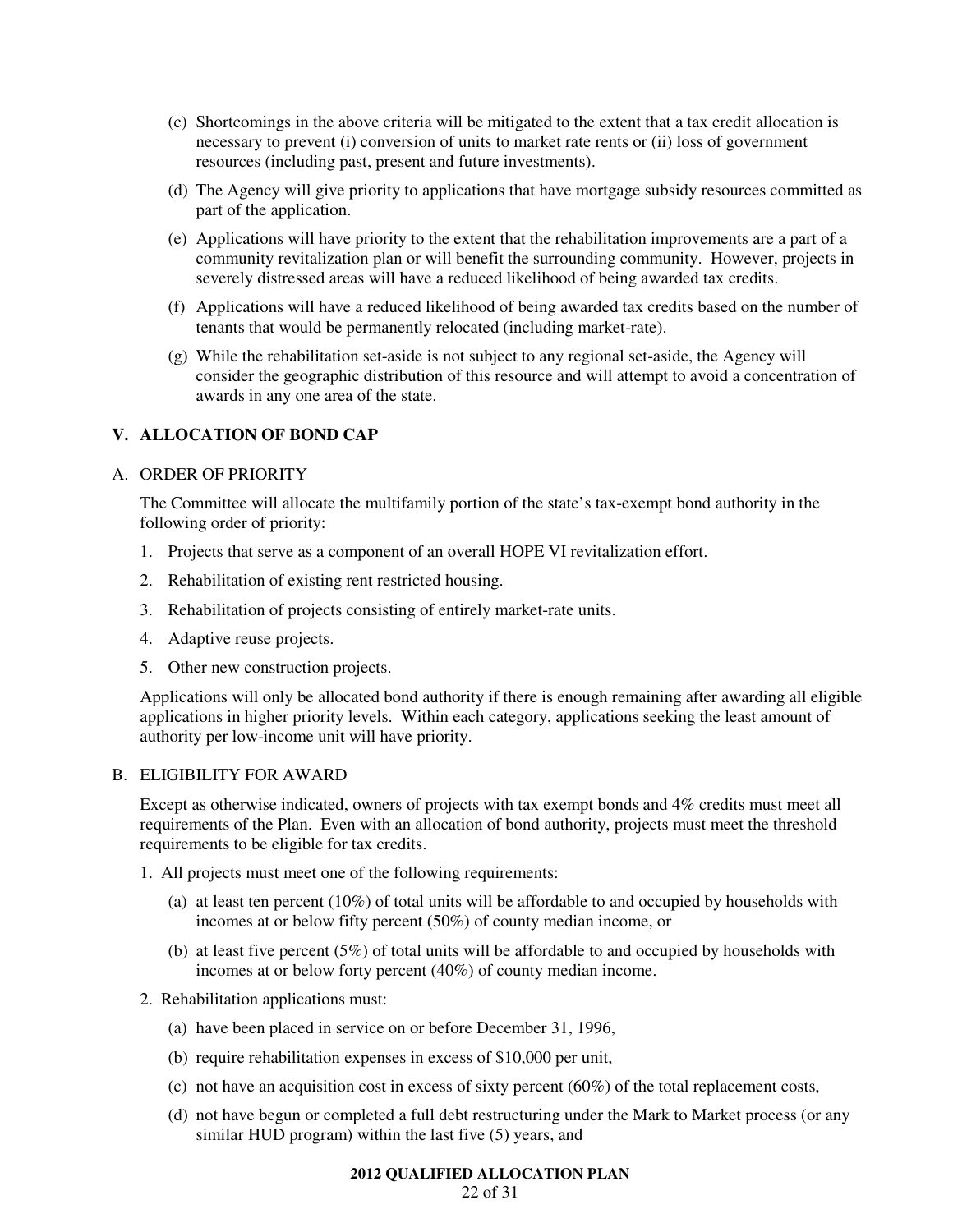(c) Shortcomings in the above criteria will be mitigated to the extent that a tax credit allocation is necessary to prevent (i) conversion of units to market rate rents or (ii) loss of government resources (including past, present and future investments).

(d) The Agency will give priority to applications that have mortgage subsidy resources committed as part of the application.

(e) Applications will have priority to the extent that the rehabilitation improvements are a part of a community revitalization plan or will benefit the surrounding community. However, projects in severely distressed areas will have a reduced likelihood of being awarded tax credits.

(f) Applications will have a reduced likelihood of being awarded tax credits based on the number of tenants that would be permanently relocated (including market-rate).

(g) While the rehabilitation set-aside is not subject to any regional set-aside, the Agency will consider the geographic distribution of this resource and will attempt to avoid a concentration of awards in any one area of the state.

## V. ALLOCATION OF BOND CAP

### A. ORDER OF PRIORITY

The Committee will allocate the multifamily portion of the state's tax-exempt bond authority in the following order of priority:

1. Projects that serve as a component of an overall HOPE VI revitalization effort.
2. Rehabilitation of existing rent restricted housing.
3. Rehabilitation of projects consisting of entirely market-rate units.
4. Adaptive reuse projects.
5. Other new construction projects.

Applications will only be allocated bond authority if there is enough remaining after awarding all eligible applications in higher priority levels. Within each category, applications seeking the least amount of authority per low-income unit will have priority.

### B. ELIGIBILITY FOR AWARD

Except as otherwise indicated, owners of projects with tax exempt bonds and 4% credits must meet all requirements of the Plan. Even with an allocation of bond authority, projects must meet the threshold requirements to be eligible for tax credits.

1. All projects must meet one of the following requirements:
   (a) at least ten percent (10%) of total units will be affordable to and occupied by households with incomes at or below fifty percent (50%) of county median income, or
   (b) at least five percent (5%) of total units will be affordable to and occupied by households with incomes at or below forty percent (40%) of county median income.
2. Rehabilitation applications must:
   (a) have been placed in service on or before December 31, 1996,
   (b) require rehabilitation expenses in excess of $10,000 per unit,
   (c) not have an acquisition cost in excess of sixty percent (60%) of the total replacement costs,
   (d) not have begun or completed a full debt restructuring under the Mark to Market process (or any similar HUD program) within the last five (5) years, and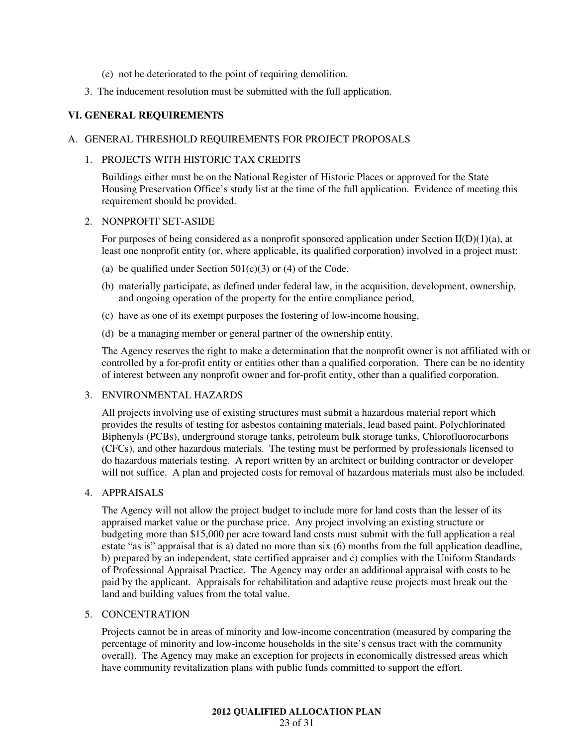(e) not be deteriorated to the point of requiring demolition.

3. The inducement resolution must be submitted with the full application.

## VI. GENERAL REQUIREMENTS

### A. GENERAL THRESHOLD REQUIREMENTS FOR PROJECT PROPOSALS

1. PROJECTS WITH HISTORIC TAX CREDITS

   Buildings either must be on the National Register of Historic Places or approved for the State Housing Preservation Office's study list at the time of the full application. Evidence of meeting this requirement should be provided.

2. NONPROFIT SET-ASIDE

   For purposes of being considered as a nonprofit sponsored application under Section II(D)(1)(a), at least one nonprofit entity (or, where applicable, its qualified corporation) involved in a project must:

   (a) be qualified under Section 501(c)(3) or (4) of the Code,

   (b) materially participate, as defined under federal law, in the acquisition, development, ownership, and ongoing operation of the property for the entire compliance period,

   (c) have as one of its exempt purposes the fostering of low-income housing,

   (d) be a managing member or general partner of the ownership entity.

   The Agency reserves the right to make a determination that the nonprofit owner is not affiliated with or controlled by a for-profit entity or entities other than a qualified corporation. There can be no identity of interest between any nonprofit owner and for-profit entity, other than a qualified corporation.

3. ENVIRONMENTAL HAZARDS

   All projects involving use of existing structures must submit a hazardous material report which provides the results of testing for asbestos containing materials, lead based paint, Polychlorinated Biphenyls (PCBs), underground storage tanks, petroleum bulk storage tanks, Chlorofluorocarbons (CFCs), and other hazardous materials. The testing must be performed by professionals licensed to do hazardous materials testing. A report written by an architect or building contractor or developer will not suffice. A plan and projected costs for removal of hazardous materials must also be included.

4. APPRAISALS

   The Agency will not allow the project budget to include more for land costs than the lesser of its appraised market value or the purchase price. Any project involving an existing structure or budgeting more than $15,000 per acre toward land costs must submit with the full application a real estate "as is" appraisal that is a) dated no more than six (6) months from the full application deadline, b) prepared by an independent, state certified appraiser and c) complies with the Uniform Standards of Professional Appraisal Practice. The Agency may order an additional appraisal with costs to be paid by the applicant. Appraisals for rehabilitation and adaptive reuse projects must break out the land and building values from the total value.

5. CONCENTRATION

   Projects cannot be in areas of minority and low-income concentration (measured by comparing the percentage of minority and low-income households in the site's census tract with the community overall). The Agency may make an exception for projects in economically distressed areas which have community revitalization plans with public funds committed to support the effort.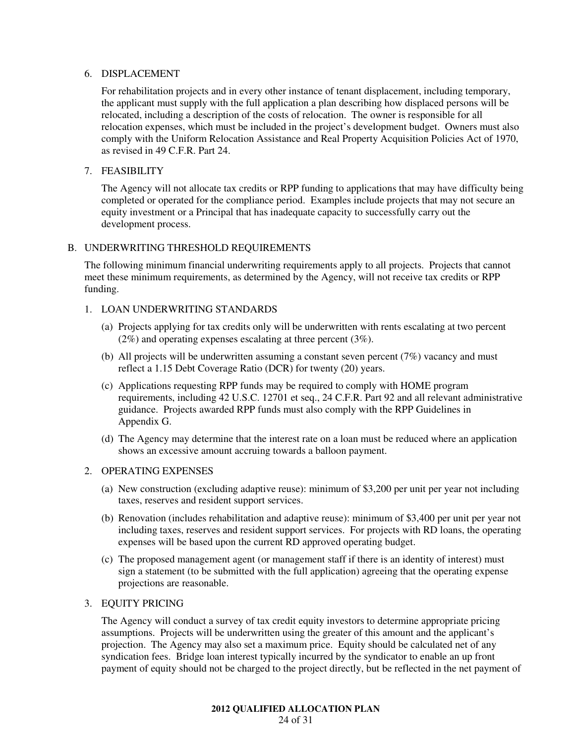6. DISPLACEMENT

   For rehabilitation projects and in every other instance of tenant displacement, including temporary, the applicant must supply with the full application a plan describing how displaced persons will be relocated, including a description of the costs of relocation. The owner is responsible for all relocation expenses, which must be included in the project's development budget. Owners must also comply with the Uniform Relocation Assistance and Real Property Acquisition Policies Act of 1970, as revised in 49 C.F.R. Part 24.

7. FEASIBILITY

   The Agency will not allocate tax credits or RPP funding to applications that may have difficulty being completed or operated for the compliance period. Examples include projects that may not secure an equity investment or a Principal that has inadequate capacity to successfully carry out the development process.

## B. UNDERWRITING THRESHOLD REQUIREMENTS

The following minimum financial underwriting requirements apply to all projects. Projects that cannot meet these minimum requirements, as determined by the Agency, will not receive tax credits or RPP funding.

1. LOAN UNDERWRITING STANDARDS

   (a) Projects applying for tax credits only will be underwritten with rents escalating at two percent (2%) and operating expenses escalating at three percent (3%).

   (b) All projects will be underwritten assuming a constant seven percent (7%) vacancy and must reflect a 1.15 Debt Coverage Ratio (DCR) for twenty (20) years.

   (c) Applications requesting RPP funds may be required to comply with HOME program requirements, including 42 U.S.C. 12701 et seq., 24 C.F.R. Part 92 and all relevant administrative guidance. Projects awarded RPP funds must also comply with the RPP Guidelines in Appendix G.

   (d) The Agency may determine that the interest rate on a loan must be reduced where an application shows an excessive amount accruing towards a balloon payment.

2. OPERATING EXPENSES

   (a) New construction (excluding adaptive reuse): minimum of $3,200 per unit per year not including taxes, reserves and resident support services.

   (b) Renovation (includes rehabilitation and adaptive reuse): minimum of $3,400 per unit per year not including taxes, reserves and resident support services. For projects with RD loans, the operating expenses will be based upon the current RD approved operating budget.

   (c) The proposed management agent (or management staff if there is an identity of interest) must sign a statement (to be submitted with the full application) agreeing that the operating expense projections are reasonable.

3. EQUITY PRICING

   The Agency will conduct a survey of tax credit equity investors to determine appropriate pricing assumptions. Projects will be underwritten using the greater of this amount and the applicant's projection. The Agency may also set a maximum price. Equity should be calculated net of any syndication fees. Bridge loan interest typically incurred by the syndicator to enable an up front payment of equity should not be charged to the project directly, but be reflected in the net payment of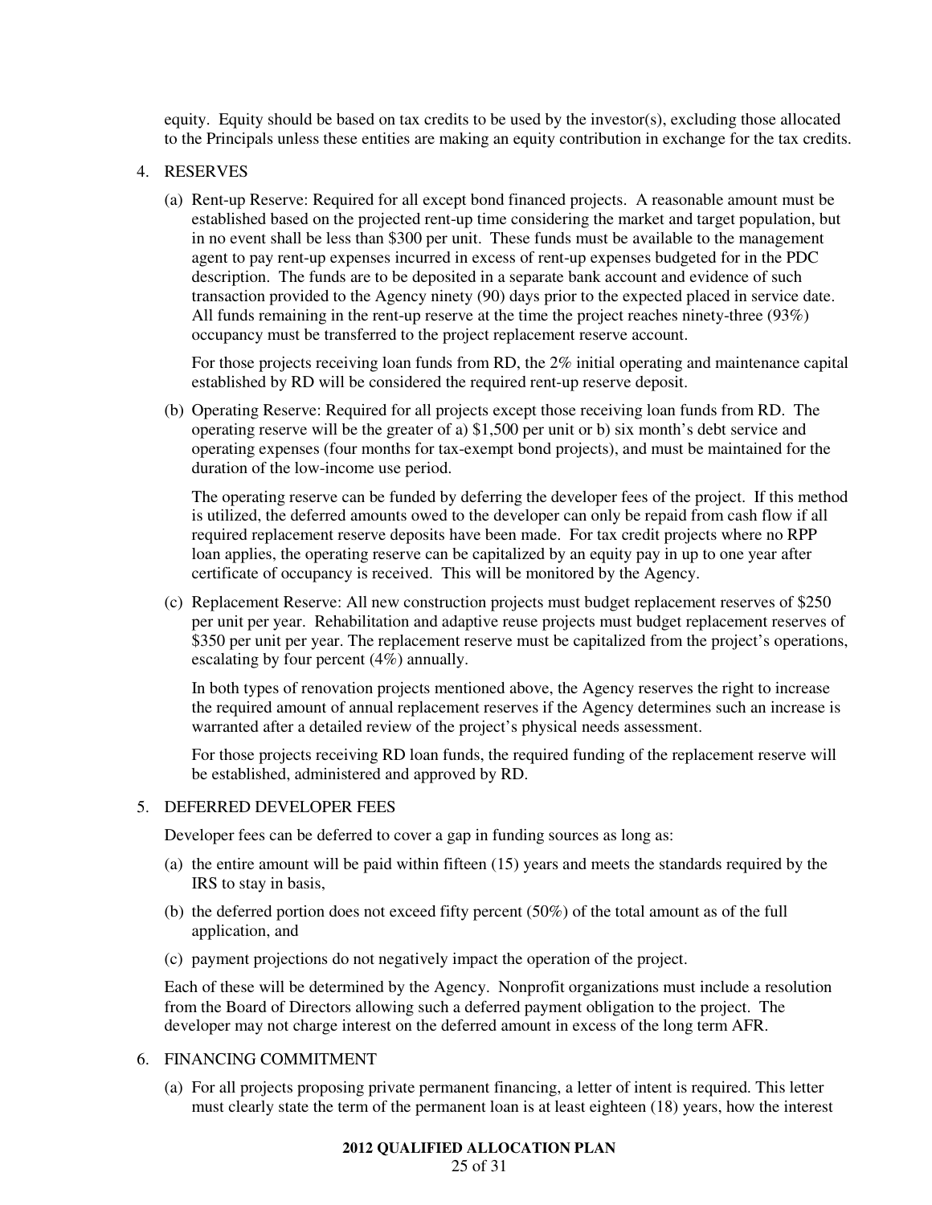equity. Equity should be based on tax credits to be used by the investor(s), excluding those allocated to the Principals unless these entities are making an equity contribution in exchange for the tax credits.

4. RESERVES

   (a) Rent-up Reserve: Required for all except bond financed projects. A reasonable amount must be established based on the projected rent-up time considering the market and target population, but in no event shall be less than $300 per unit. These funds must be available to the management agent to pay rent-up expenses incurred in excess of rent-up expenses budgeted for in the PDC description. The funds are to be deposited in a separate bank account and evidence of such transaction provided to the Agency ninety (90) days prior to the expected placed in service date. All funds remaining in the rent-up reserve at the time the project reaches ninety-three (93%) occupancy must be transferred to the project replacement reserve account.

   For those projects receiving loan funds from RD, the 2% initial operating and maintenance capital established by RD will be considered the required rent-up reserve deposit.

   (b) Operating Reserve: Required for all projects except those receiving loan funds from RD. The operating reserve will be the greater of a) $1,500 per unit or b) six month's debt service and operating expenses (four months for tax-exempt bond projects), and must be maintained for the duration of the low-income use period.

   The operating reserve can be funded by deferring the developer fees of the project. If this method is utilized, the deferred amounts owed to the developer can only be repaid from cash flow if all required replacement reserve deposits have been made. For tax credit projects where no RPP loan applies, the operating reserve can be capitalized by an equity pay in up to one year after certificate of occupancy is received. This will be monitored by the Agency.

   (c) Replacement Reserve: All new construction projects must budget replacement reserves of $250 per unit per year. Rehabilitation and adaptive reuse projects must budget replacement reserves of $350 per unit per year. The replacement reserve must be capitalized from the project's operations, escalating by four percent (4%) annually.

   In both types of renovation projects mentioned above, the Agency reserves the right to increase the required amount of annual replacement reserves if the Agency determines such an increase is warranted after a detailed review of the project's physical needs assessment.

   For those projects receiving RD loan funds, the required funding of the replacement reserve will be established, administered and approved by RD.

5. DEFERRED DEVELOPER FEES

   Developer fees can be deferred to cover a gap in funding sources as long as:

   (a) the entire amount will be paid within fifteen (15) years and meets the standards required by the IRS to stay in basis,

   (b) the deferred portion does not exceed fifty percent (50%) of the total amount as of the full application, and

   (c) payment projections do not negatively impact the operation of the project.

   Each of these will be determined by the Agency. Nonprofit organizations must include a resolution from the Board of Directors allowing such a deferred payment obligation to the project. The developer may not charge interest on the deferred amount in excess of the long term AFR.

6. FINANCING COMMITMENT

   (a) For all projects proposing private permanent financing, a letter of intent is required. This letter must clearly state the term of the permanent loan is at least eighteen (18) years, how the interest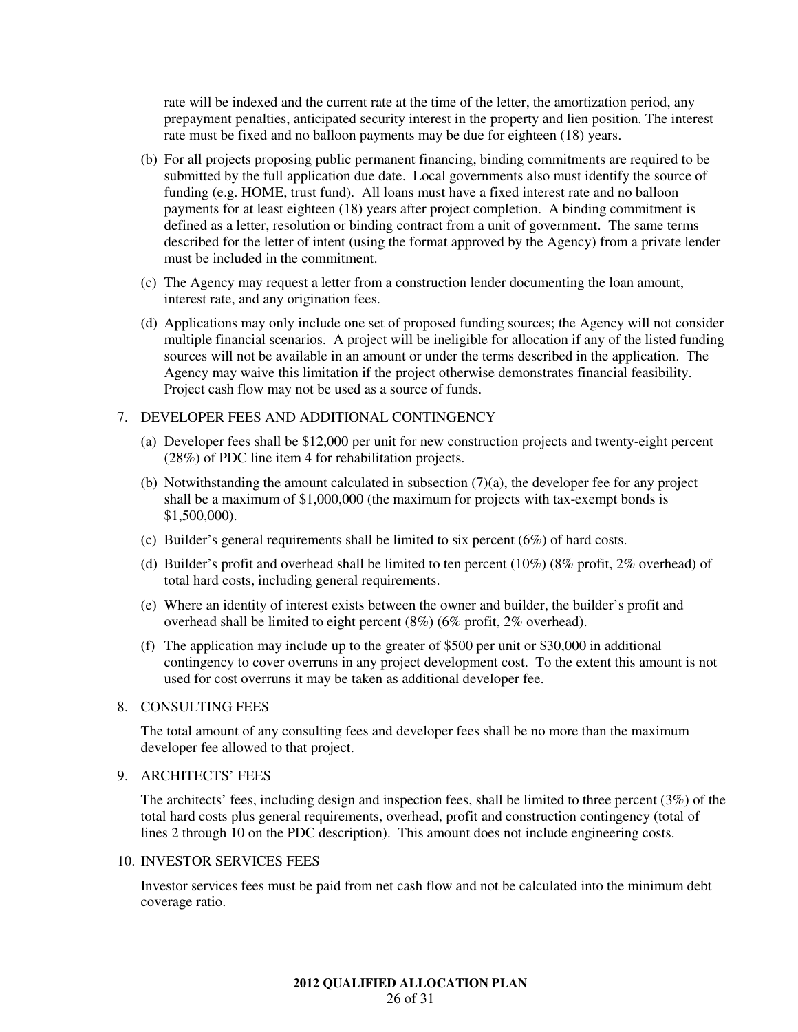rate will be indexed and the current rate at the time of the letter, the amortization period, any prepayment penalties, anticipated security interest in the property and lien position. The interest rate must be fixed and no balloon payments may be due for eighteen (18) years.

(b) For all projects proposing public permanent financing, binding commitments are required to be submitted by the full application due date. Local governments also must identify the source of funding (e.g. HOME, trust fund). All loans must have a fixed interest rate and no balloon payments for at least eighteen (18) years after project completion. A binding commitment is defined as a letter, resolution or binding contract from a unit of government. The same terms described for the letter of intent (using the format approved by the Agency) from a private lender must be included in the commitment.

(c) The Agency may request a letter from a construction lender documenting the loan amount, interest rate, and any origination fees.

(d) Applications may only include one set of proposed funding sources; the Agency will not consider multiple financial scenarios. A project will be ineligible for allocation if any of the listed funding sources will not be available in an amount or under the terms described in the application. The Agency may waive this limitation if the project otherwise demonstrates financial feasibility. Project cash flow may not be used as a source of funds.

7. DEVELOPER FEES AND ADDITIONAL CONTINGENCY

(a) Developer fees shall be $12,000 per unit for new construction projects and twenty-eight percent (28%) of PDC line item 4 for rehabilitation projects.

(b) Notwithstanding the amount calculated in subsection (7)(a), the developer fee for any project shall be a maximum of $1,000,000 (the maximum for projects with tax-exempt bonds is $1,500,000).

(c) Builder's general requirements shall be limited to six percent (6%) of hard costs.

(d) Builder's profit and overhead shall be limited to ten percent (10%) (8% profit, 2% overhead) of total hard costs, including general requirements.

(e) Where an identity of interest exists between the owner and builder, the builder's profit and overhead shall be limited to eight percent (8%) (6% profit, 2% overhead).

(f) The application may include up to the greater of $500 per unit or $30,000 in additional contingency to cover overruns in any project development cost. To the extent this amount is not used for cost overruns it may be taken as additional developer fee.

8. CONSULTING FEES

The total amount of any consulting fees and developer fees shall be no more than the maximum developer fee allowed to that project.

9. ARCHITECTS' FEES

The architects' fees, including design and inspection fees, shall be limited to three percent (3%) of the total hard costs plus general requirements, overhead, profit and construction contingency (total of lines 2 through 10 on the PDC description). This amount does not include engineering costs.

10. INVESTOR SERVICES FEES

Investor services fees must be paid from net cash flow and not be calculated into the minimum debt coverage ratio.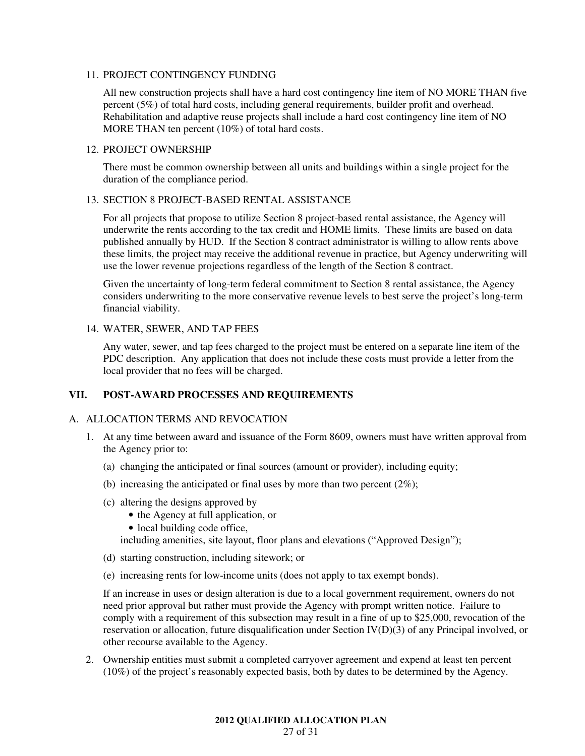11. PROJECT CONTINGENCY FUNDING

    All new construction projects shall have a hard cost contingency line item of NO MORE THAN five percent (5%) of total hard costs, including general requirements, builder profit and overhead. Rehabilitation and adaptive reuse projects shall include a hard cost contingency line item of NO MORE THAN ten percent (10%) of total hard costs.

12. PROJECT OWNERSHIP

    There must be common ownership between all units and buildings within a single project for the duration of the compliance period.

13. SECTION 8 PROJECT-BASED RENTAL ASSISTANCE

    For all projects that propose to utilize Section 8 project-based rental assistance, the Agency will underwrite the rents according to the tax credit and HOME limits. These limits are based on data published annually by HUD. If the Section 8 contract administrator is willing to allow rents above these limits, the project may receive the additional revenue in practice, but Agency underwriting will use the lower revenue projections regardless of the length of the Section 8 contract.

    Given the uncertainty of long-term federal commitment to Section 8 rental assistance, the Agency considers underwriting to the more conservative revenue levels to best serve the project's long-term financial viability.

14. WATER, SEWER, AND TAP FEES

    Any water, sewer, and tap fees charged to the project must be entered on a separate line item of the PDC description. Any application that does not include these costs must provide a letter from the local provider that no fees will be charged.

## VII. POST-AWARD PROCESSES AND REQUIREMENTS

### A. ALLOCATION TERMS AND REVOCATION

1. At any time between award and issuance of the Form 8609, owners must have written approval from the Agency prior to:

   (a) changing the anticipated or final sources (amount or provider), including equity;

   (b) increasing the anticipated or final uses by more than two percent (2%);

   (c) altering the designs approved by
   - the Agency at full application, or
   - local building code office,

   including amenities, site layout, floor plans and elevations ("Approved Design");

   (d) starting construction, including sitework; or

   (e) increasing rents for low-income units (does not apply to tax exempt bonds).

   If an increase in uses or design alteration is due to a local government requirement, owners do not need prior approval but rather must provide the Agency with prompt written notice. Failure to comply with a requirement of this subsection may result in a fine of up to $25,000, revocation of the reservation or allocation, future disqualification under Section IV(D)(3) of any Principal involved, or other recourse available to the Agency.

2. Ownership entities must submit a completed carryover agreement and expend at least ten percent (10%) of the project's reasonably expected basis, both by dates to be determined by the Agency.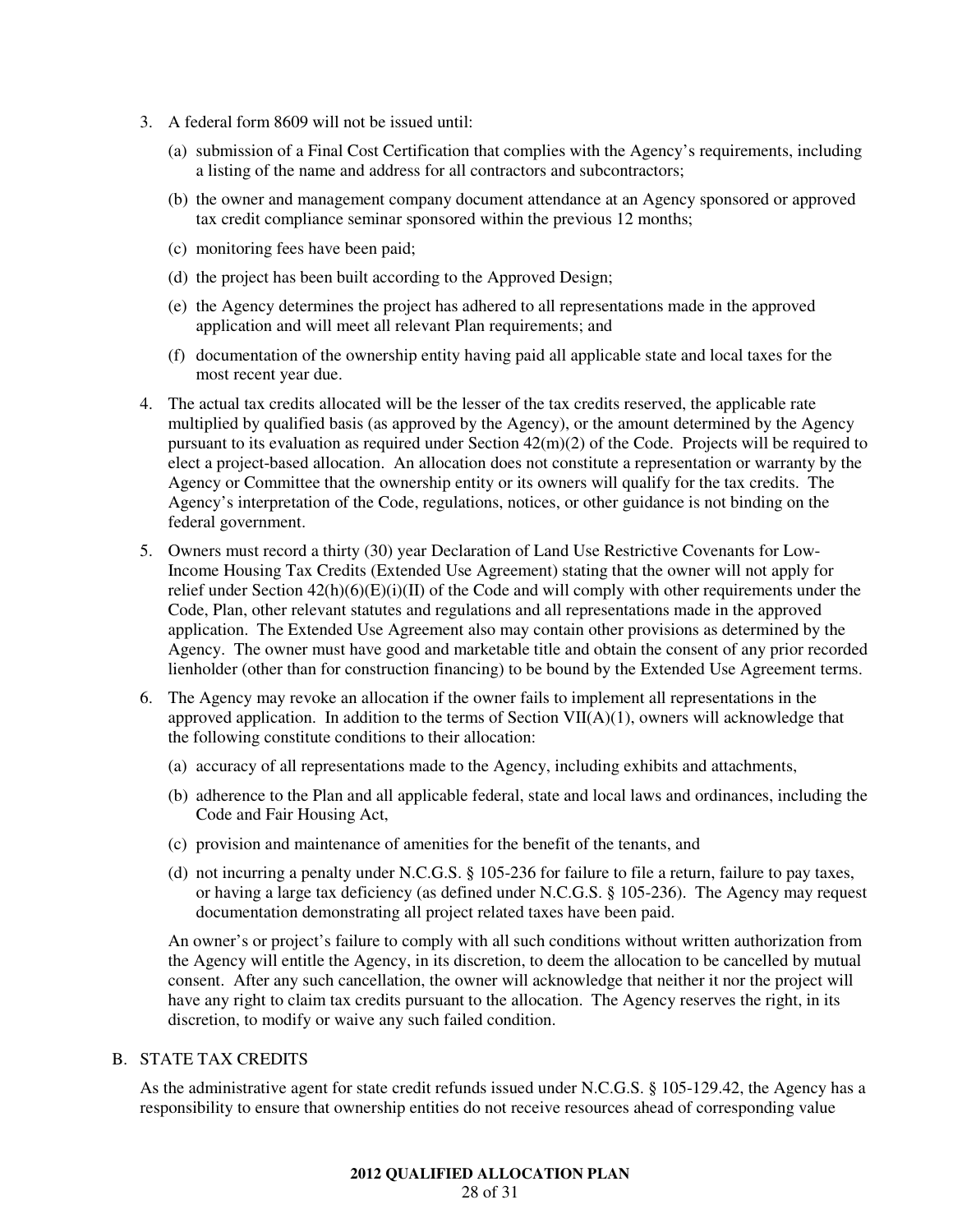3. A federal form 8609 will not be issued until:

   (a) submission of a Final Cost Certification that complies with the Agency's requirements, including a listing of the name and address for all contractors and subcontractors;

   (b) the owner and management company document attendance at an Agency sponsored or approved tax credit compliance seminar sponsored within the previous 12 months;

   (c) monitoring fees have been paid;

   (d) the project has been built according to the Approved Design;

   (e) the Agency determines the project has adhered to all representations made in the approved application and will meet all relevant Plan requirements; and

   (f) documentation of the ownership entity having paid all applicable state and local taxes for the most recent year due.

4. The actual tax credits allocated will be the lesser of the tax credits reserved, the applicable rate multiplied by qualified basis (as approved by the Agency), or the amount determined by the Agency pursuant to its evaluation as required under Section 42(m)(2) of the Code. Projects will be required to elect a project-based allocation. An allocation does not constitute a representation or warranty by the Agency or Committee that the ownership entity or its owners will qualify for the tax credits. The Agency's interpretation of the Code, regulations, notices, or other guidance is not binding on the federal government.

5. Owners must record a thirty (30) year Declaration of Land Use Restrictive Covenants for Low-Income Housing Tax Credits (Extended Use Agreement) stating that the owner will not apply for relief under Section 42(h)(6)(E)(i)(II) of the Code and will comply with other requirements under the Code, Plan, other relevant statutes and regulations and all representations made in the approved application. The Extended Use Agreement also may contain other provisions as determined by the Agency. The owner must have good and marketable title and obtain the consent of any prior recorded lienholder (other than for construction financing) to be bound by the Extended Use Agreement terms.

6. The Agency may revoke an allocation if the owner fails to implement all representations in the approved application. In addition to the terms of Section VII(A)(1), owners will acknowledge that the following constitute conditions to their allocation:

   (a) accuracy of all representations made to the Agency, including exhibits and attachments,

   (b) adherence to the Plan and all applicable federal, state and local laws and ordinances, including the Code and Fair Housing Act,

   (c) provision and maintenance of amenities for the benefit of the tenants, and

   (d) not incurring a penalty under N.C.G.S. § 105-236 for failure to file a return, failure to pay taxes, or having a large tax deficiency (as defined under N.C.G.S. § 105-236). The Agency may request documentation demonstrating all project related taxes have been paid.

   An owner's or project's failure to comply with all such conditions without written authorization from the Agency will entitle the Agency, in its discretion, to deem the allocation to be cancelled by mutual consent. After any such cancellation, the owner will acknowledge that neither it nor the project will have any right to claim tax credits pursuant to the allocation. The Agency reserves the right, in its discretion, to modify or waive any such failed condition.

## B. STATE TAX CREDITS

As the administrative agent for state credit refunds issued under N.C.G.S. § 105-129.42, the Agency has a responsibility to ensure that ownership entities do not receive resources ahead of corresponding value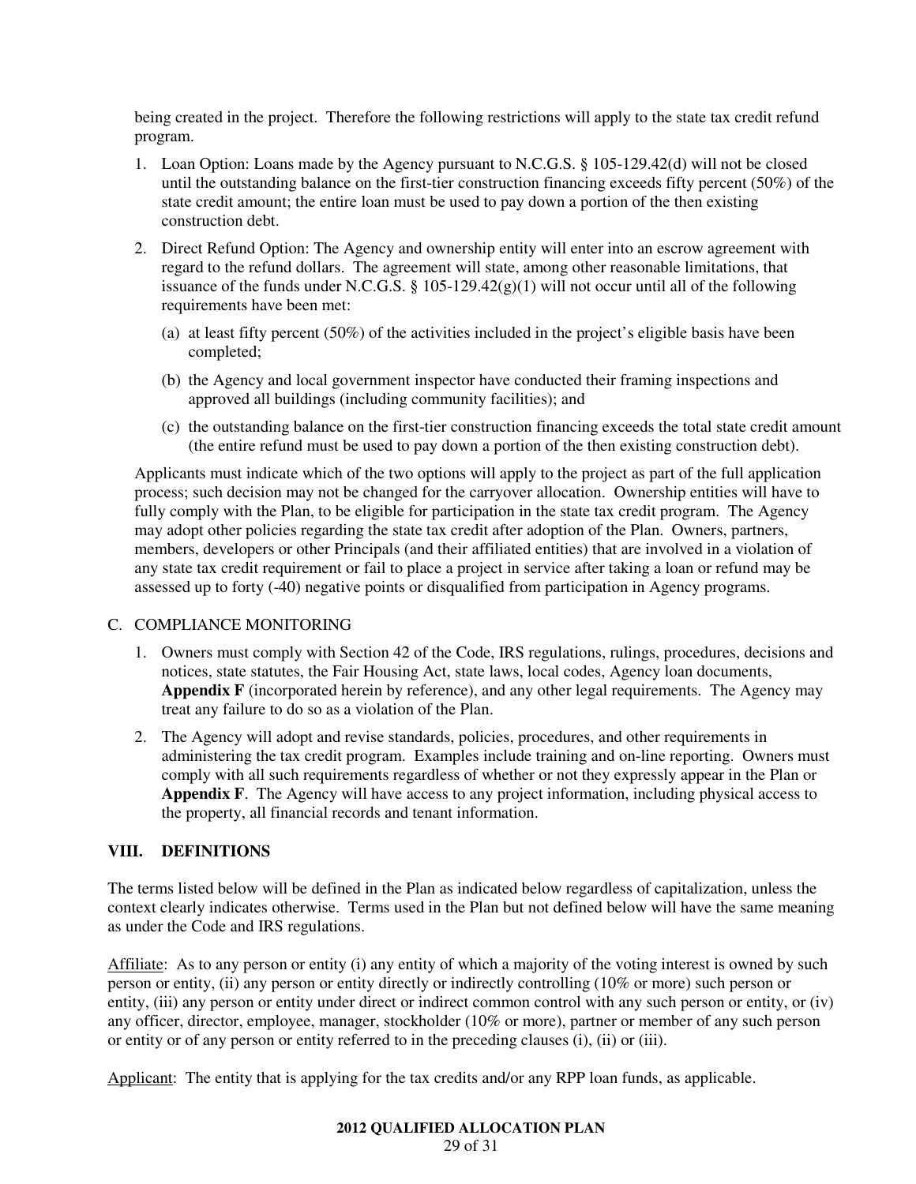being created in the project. Therefore the following restrictions will apply to the state tax credit refund program.

1. Loan Option: Loans made by the Agency pursuant to N.C.G.S. § 105-129.42(d) will not be closed until the outstanding balance on the first-tier construction financing exceeds fifty percent (50%) of the state credit amount; the entire loan must be used to pay down a portion of the then existing construction debt.
2. Direct Refund Option: The Agency and ownership entity will enter into an escrow agreement with regard to the refund dollars. The agreement will state, among other reasonable limitations, that issuance of the funds under N.C.G.S. § 105-129.42(g)(1) will not occur until all of the following requirements have been met:
   (a) at least fifty percent (50%) of the activities included in the project's eligible basis have been completed;
   (b) the Agency and local government inspector have conducted their framing inspections and approved all buildings (including community facilities); and
   (c) the outstanding balance on the first-tier construction financing exceeds the total state credit amount (the entire refund must be used to pay down a portion of the then existing construction debt).

Applicants must indicate which of the two options will apply to the project as part of the full application process; such decision may not be changed for the carryover allocation. Ownership entities will have to fully comply with the Plan, to be eligible for participation in the state tax credit program. The Agency may adopt other policies regarding the state tax credit after adoption of the Plan. Owners, partners, members, developers or other Principals (and their affiliated entities) that are involved in a violation of any state tax credit requirement or fail to place a project in service after taking a loan or refund may be assessed up to forty (-40) negative points or disqualified from participation in Agency programs.

C. COMPLIANCE MONITORING

1. Owners must comply with Section 42 of the Code, IRS regulations, rulings, procedures, decisions and notices, state statutes, the Fair Housing Act, state laws, local codes, Agency loan documents, **Appendix F** (incorporated herein by reference), and any other legal requirements. The Agency may treat any failure to do so as a violation of the Plan.
2. The Agency will adopt and revise standards, policies, procedures, and other requirements in administering the tax credit program. Examples include training and on-line reporting. Owners must comply with all such requirements regardless of whether or not they expressly appear in the Plan or **Appendix F**. The Agency will have access to any project information, including physical access to the property, all financial records and tenant information.

## VIII. DEFINITIONS

The terms listed below will be defined in the Plan as indicated below regardless of capitalization, unless the context clearly indicates otherwise. Terms used in the Plan but not defined below will have the same meaning as under the Code and IRS regulations.

Affiliate: As to any person or entity (i) any entity of which a majority of the voting interest is owned by such person or entity, (ii) any person or entity directly or indirectly controlling (10% or more) such person or entity, (iii) any person or entity under direct or indirect common control with any such person or entity, or (iv) any officer, director, employee, manager, stockholder (10% or more), partner or member of any such person or entity or of any person or entity referred to in the preceding clauses (i), (ii) or (iii).

Applicant: The entity that is applying for the tax credits and/or any RPP loan funds, as applicable.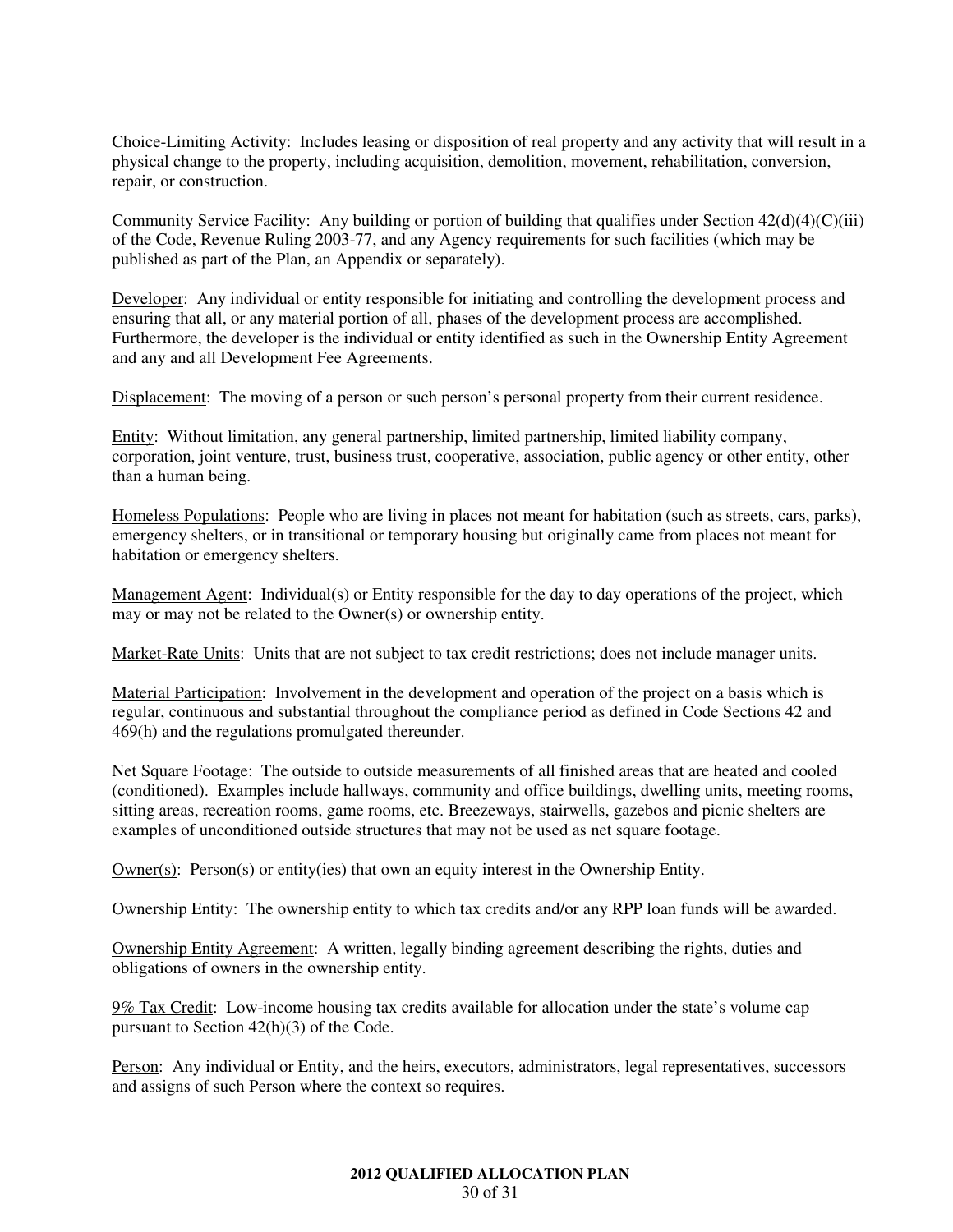Choice-Limiting Activity: Includes leasing or disposition of real property and any activity that will result in a physical change to the property, including acquisition, demolition, movement, rehabilitation, conversion, repair, or construction.

Community Service Facility: Any building or portion of building that qualifies under Section 42(d)(4)(C)(iii) of the Code, Revenue Ruling 2003-77, and any Agency requirements for such facilities (which may be published as part of the Plan, an Appendix or separately).

Developer: Any individual or entity responsible for initiating and controlling the development process and ensuring that all, or any material portion of all, phases of the development process are accomplished. Furthermore, the developer is the individual or entity identified as such in the Ownership Entity Agreement and any and all Development Fee Agreements.

Displacement: The moving of a person or such person's personal property from their current residence.

Entity: Without limitation, any general partnership, limited partnership, limited liability company, corporation, joint venture, trust, business trust, cooperative, association, public agency or other entity, other than a human being.

Homeless Populations: People who are living in places not meant for habitation (such as streets, cars, parks), emergency shelters, or in transitional or temporary housing but originally came from places not meant for habitation or emergency shelters.

Management Agent: Individual(s) or Entity responsible for the day to day operations of the project, which may or may not be related to the Owner(s) or ownership entity.

Market-Rate Units: Units that are not subject to tax credit restrictions; does not include manager units.

Material Participation: Involvement in the development and operation of the project on a basis which is regular, continuous and substantial throughout the compliance period as defined in Code Sections 42 and 469(h) and the regulations promulgated thereunder.

Net Square Footage: The outside to outside measurements of all finished areas that are heated and cooled (conditioned). Examples include hallways, community and office buildings, dwelling units, meeting rooms, sitting areas, recreation rooms, game rooms, etc. Breezeways, stairwells, gazebos and picnic shelters are examples of unconditioned outside structures that may not be used as net square footage.

Owner(s): Person(s) or entity(ies) that own an equity interest in the Ownership Entity.

Ownership Entity: The ownership entity to which tax credits and/or any RPP loan funds will be awarded.

Ownership Entity Agreement: A written, legally binding agreement describing the rights, duties and obligations of owners in the ownership entity.

9% Tax Credit: Low-income housing tax credits available for allocation under the state's volume cap pursuant to Section 42(h)(3) of the Code.

Person: Any individual or Entity, and the heirs, executors, administrators, legal representatives, successors and assigns of such Person where the context so requires.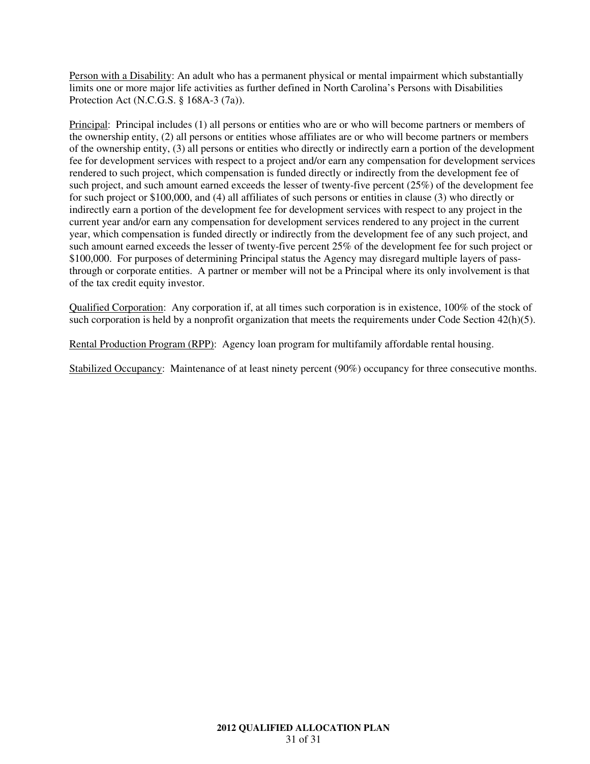Person with a Disability: An adult who has a permanent physical or mental impairment which substantially limits one or more major life activities as further defined in North Carolina's Persons with Disabilities Protection Act (N.C.G.S. § 168A-3 (7a)).

Principal: Principal includes (1) all persons or entities who are or who will become partners or members of the ownership entity, (2) all persons or entities whose affiliates are or who will become partners or members of the ownership entity, (3) all persons or entities who directly or indirectly earn a portion of the development fee for development services with respect to a project and/or earn any compensation for development services rendered to such project, which compensation is funded directly or indirectly from the development fee of such project, and such amount earned exceeds the lesser of twenty-five percent (25%) of the development fee for such project or $100,000, and (4) all affiliates of such persons or entities in clause (3) who directly or indirectly earn a portion of the development fee for development services with respect to any project in the current year and/or earn any compensation for development services rendered to any project in the current year, which compensation is funded directly or indirectly from the development fee of any such project, and such amount earned exceeds the lesser of twenty-five percent 25% of the development fee for such project or $100,000. For purposes of determining Principal status the Agency may disregard multiple layers of pass-through or corporate entities. A partner or member will not be a Principal where its only involvement is that of the tax credit equity investor.

Qualified Corporation: Any corporation if, at all times such corporation is in existence, 100% of the stock of such corporation is held by a nonprofit organization that meets the requirements under Code Section 42(h)(5).

Rental Production Program (RPP): Agency loan program for multifamily affordable rental housing.

Stabilized Occupancy: Maintenance of at least ninety percent (90%) occupancy for three consecutive months.